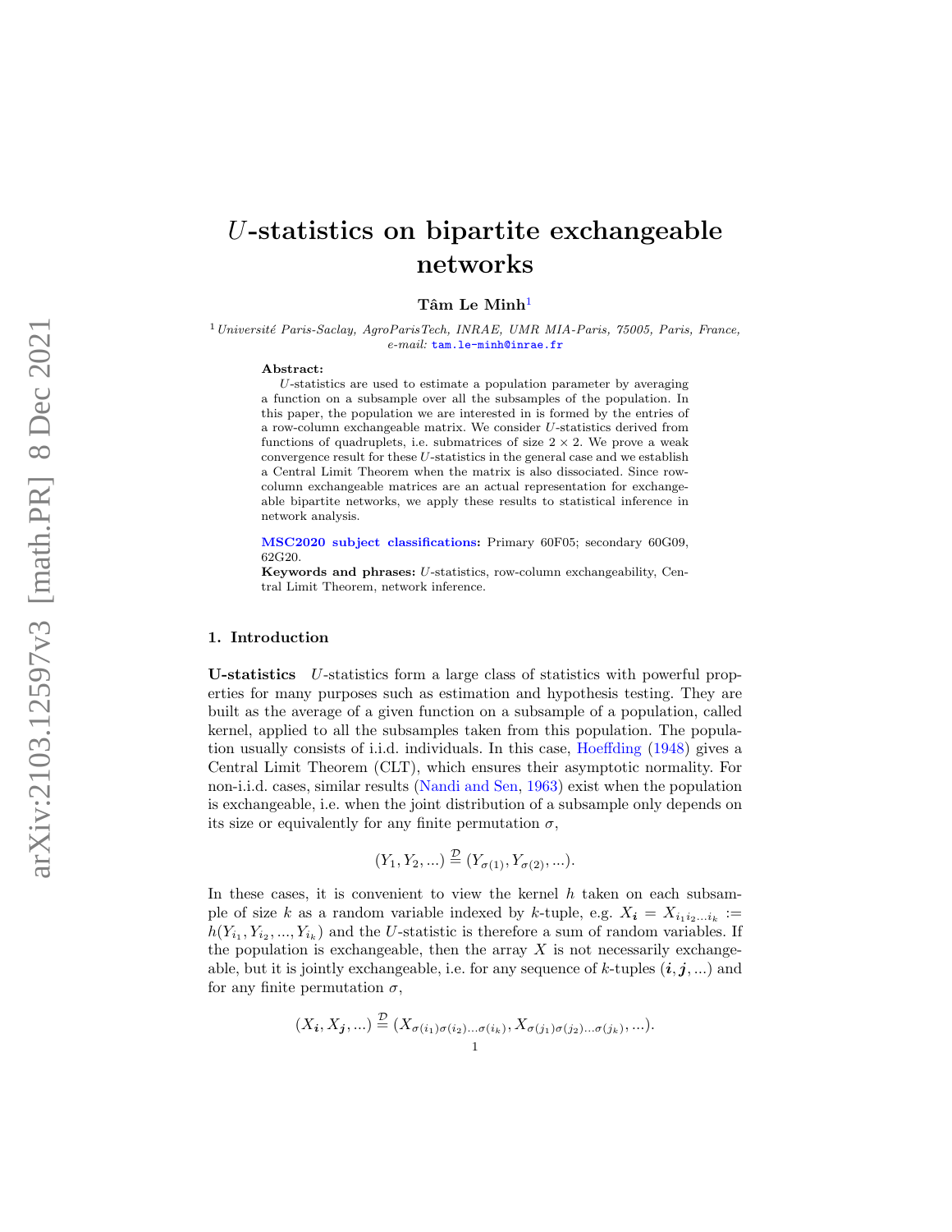# $U$-statistics on bipartite exchangeable networks

**Tâm Le Minh**[1]

[1] *Université Paris-Saclay, AgroParisTech, INRAE, UMR MIA-Paris, 75005, Paris, France,* *e-mail:* tam.le-minh@inrae.fr

**Abstract:** $U$-statistics are used to estimate a population parameter by averaging a function on a subsample over all the subsamples of the population. In this paper, the population we are interested in is formed by the entries of a row-column exchangeable matrix. We consider $U$-statistics derived from functions of quadruplets, i.e. submatrices of size $2 \times 2$. We prove a weak convergence result for these $U$-statistics in the general case and we establish a Central Limit Theorem when the matrix is also dissociated. Since row-column exchangeable matrices are an actual representation for exchangeable bipartite networks, we apply these results to statistical inference in network analysis.

**MSC2020 subject classifications:** Primary 60F05; secondary 60G09, 62G20.

**Keywords and phrases:** $U$-statistics, row-column exchangeability, Central Limit Theorem, network inference.

## 1. Introduction

**U-statistics** $U$-statistics form a large class of statistics with powerful properties for many purposes such as estimation and hypothesis testing. They are built as the average of a given function on a subsample of a population, called kernel, applied to all the subsamples taken from this population. The population usually consists of i.i.d. individuals. In this case, Hoeffding (1948) gives a Central Limit Theorem (CLT), which ensures their asymptotic normality. For non-i.i.d. cases, similar results (Nandi and Sen, 1963) exist when the population is exchangeable, i.e. when the joint distribution of a subsample only depends on its size or equivalently for any finite permutation $\sigma$,

$$(Y_1, Y_2, ...) \overset{\mathcal{D}}{=} (Y_{\sigma(1)}, Y_{\sigma(2)}, ...).$$

In these cases, it is convenient to view the kernel $h$ taken on each subsample of size $k$ as a random variable indexed by $k$-tuple, e.g. $X_{\boldsymbol{i}} = X_{i_1 i_2 ... i_k} := h(Y_{i_1}, Y_{i_2}, ..., Y_{i_k})$ and the $U$-statistic is therefore a sum of random variables. If the population is exchangeable, then the array $X$ is not necessarily exchangeable, but it is jointly exchangeable, i.e. for any sequence of $k$-tuples $(\boldsymbol{i}, \boldsymbol{j}, ...)$ and for any finite permutation $\sigma$,

$$(X_{\boldsymbol{i}}, X_{\boldsymbol{j}}, ...) \overset{\mathcal{D}}{=} (X_{\sigma(i_1)\sigma(i_2)...\sigma(i_k)}, X_{\sigma(j_1)\sigma(j_2)...\sigma(j_k)}, ...).$$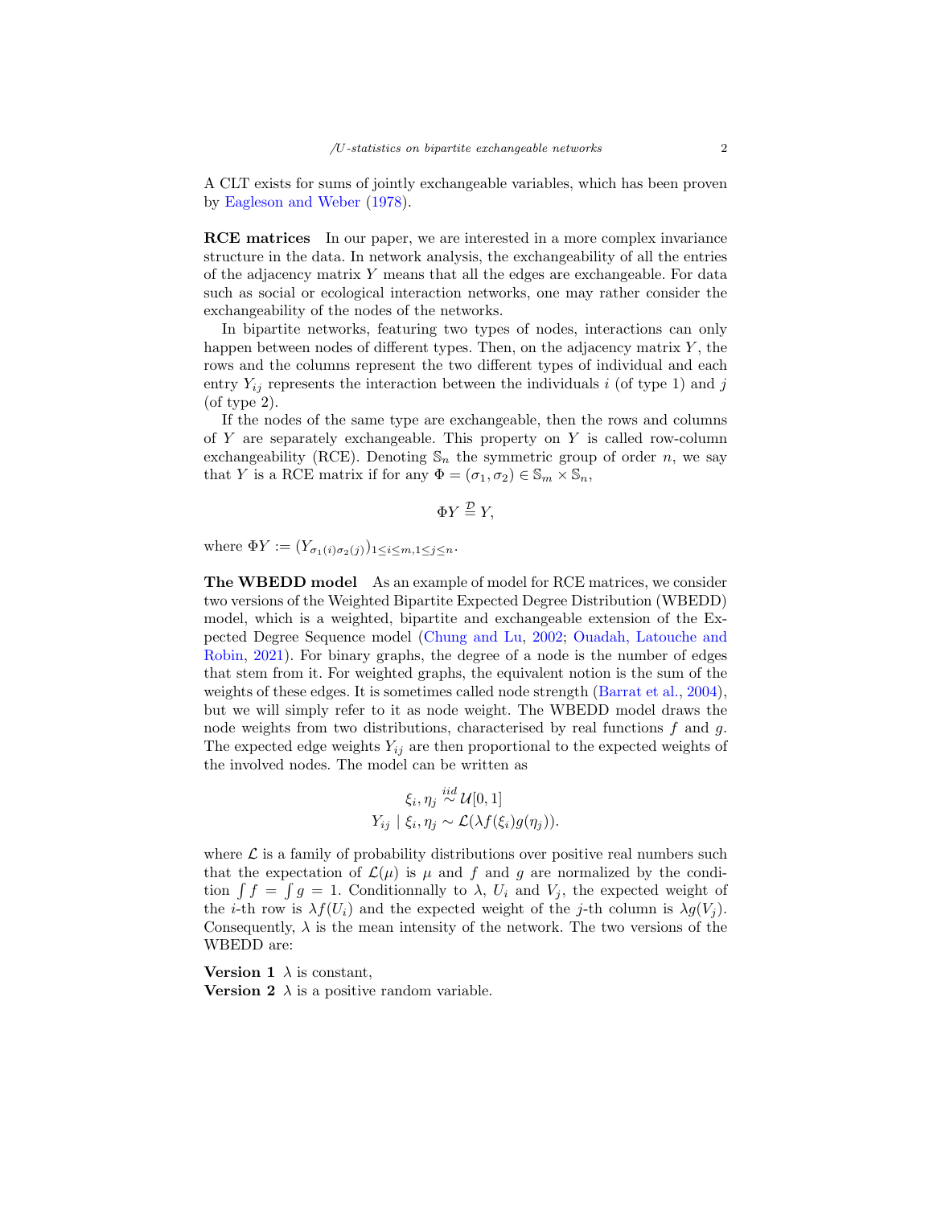A CLT exists for sums of jointly exchangeable variables, which has been proven by Eagleson and Weber (1978).

**RCE matrices** In our paper, we are interested in a more complex invariance structure in the data. In network analysis, the exchangeability of all the entries of the adjacency matrix $Y$ means that all the edges are exchangeable. For data such as social or ecological interaction networks, one may rather consider the exchangeability of the nodes of the networks.

In bipartite networks, featuring two types of nodes, interactions can only happen between nodes of different types. Then, on the adjacency matrix $Y$, the rows and the columns represent the two different types of individual and each entry $Y_{ij}$ represents the interaction between the individuals $i$ (of type 1) and $j$ (of type 2).

If the nodes of the same type are exchangeable, then the rows and columns of $Y$ are separately exchangeable. This property on $Y$ is called row-column exchangeability (RCE). Denoting $\mathbb{S}_n$ the symmetric group of order $n$, we say that $Y$ is a RCE matrix if for any $\Phi = (\sigma_1, \sigma_2) \in \mathbb{S}_m \times \mathbb{S}_n$,

$$\Phi Y \overset{\mathcal{D}}{=} Y,$$

where $\Phi Y := (Y_{\sigma_1(i)\sigma_2(j)})_{1 \leq i \leq m, 1 \leq j \leq n}$.

**The WBEDD model** As an example of model for RCE matrices, we consider two versions of the Weighted Bipartite Expected Degree Distribution (WBEDD) model, which is a weighted, bipartite and exchangeable extension of the Expected Degree Sequence model (Chung and Lu, 2002; Ouadah, Latouche and Robin, 2021). For binary graphs, the degree of a node is the number of edges that stem from it. For weighted graphs, the equivalent notion is the sum of the weights of these edges. It is sometimes called node strength (Barrat et al., 2004), but we will simply refer to it as node weight. The WBEDD model draws the node weights from two distributions, characterised by real functions $f$ and $g$. The expected edge weights $Y_{ij}$ are then proportional to the expected weights of the involved nodes. The model can be written as

$$\begin{gathered}\xi_i, \eta_j \overset{iid}{\sim} \mathcal{U}[0,1] \\ Y_{ij} \mid \xi_i, \eta_j \sim \mathcal{L}(\lambda f(\xi_i) g(\eta_j)).\end{gathered}$$

where $\mathcal{L}$ is a family of probability distributions over positive real numbers such that the expectation of $\mathcal{L}(\mu)$ is $\mu$ and $f$ and $g$ are normalized by the condition $\int f = \int g = 1$. Conditionnally to $\lambda$, $U_i$ and $V_j$, the expected weight of the $i$-th row is $\lambda f(U_i)$ and the expected weight of the $j$-th column is $\lambda g(V_j)$. Consequently, $\lambda$ is the mean intensity of the network. The two versions of the WBEDD are:

**Version 1** $\lambda$ is constant,
**Version 2** $\lambda$ is a positive random variable.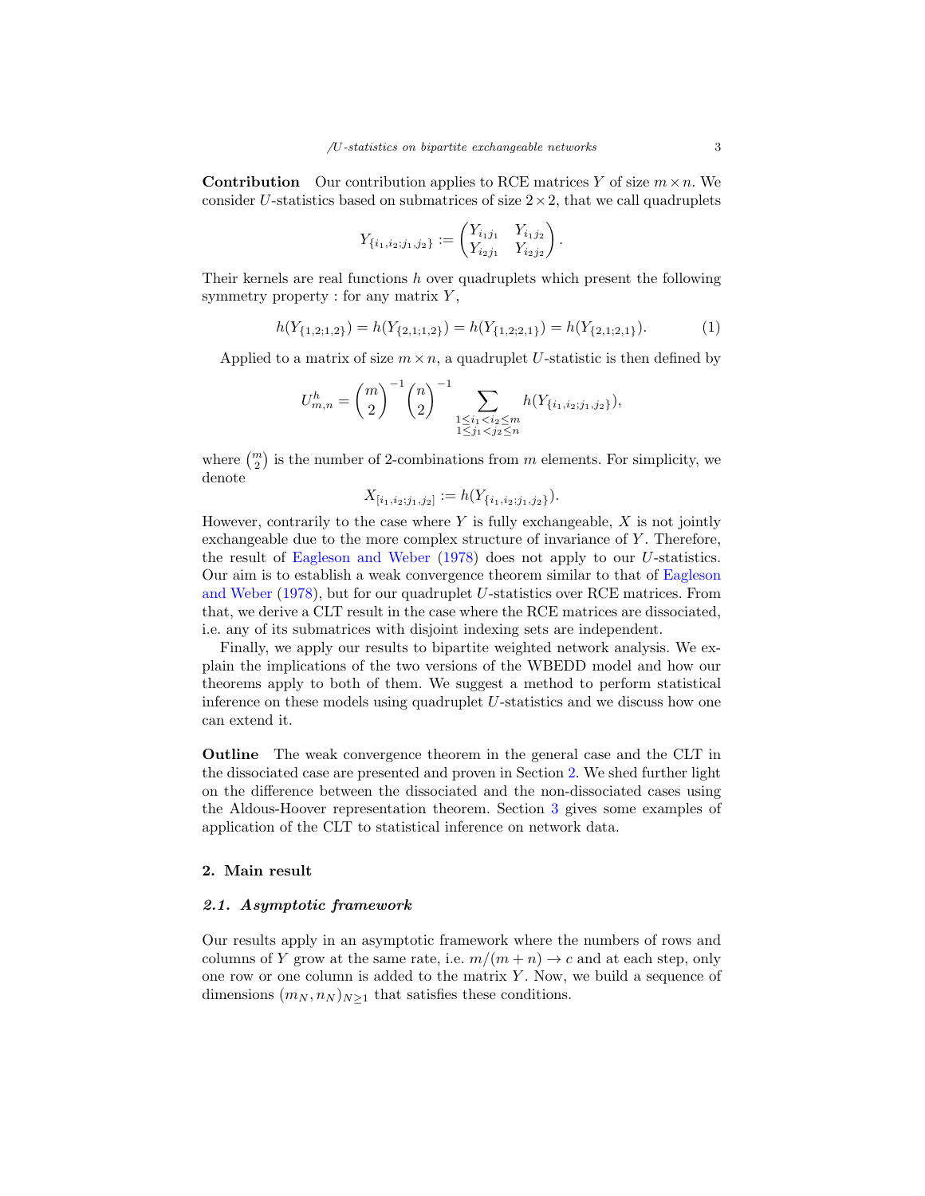**Contribution** Our contribution applies to RCE matrices $Y$ of size $m \times n$. We consider $U$-statistics based on submatrices of size $2 \times 2$, that we call quadruplets

$$Y_{\{i_1,i_2;j_1,j_2\}} := \begin{pmatrix} Y_{i_1j_1} & Y_{i_1j_2} \\ Y_{i_2j_1} & Y_{i_2j_2} \end{pmatrix}.$$

Their kernels are real functions $h$ over quadruplets which present the following symmetry property : for any matrix $Y$,

$$h(Y_{\{1,2;1,2\}}) = h(Y_{\{2,1;1,2\}}) = h(Y_{\{1,2;2,1\}}) = h(Y_{\{2,1;2,1\}}). \tag{1}$$

Applied to a matrix of size $m \times n$, a quadruplet $U$-statistic is then defined by

$$U^h_{m,n} = \binom{m}{2}^{-1} \binom{n}{2}^{-1} \sum_{\substack{1 \leq i_1 < i_2 \leq m \\ 1 \leq j_1 < j_2 \leq n}} h(Y_{\{i_1,i_2;j_1,j_2\}}),$$

where $\binom{m}{2}$ is the number of 2-combinations from $m$ elements. For simplicity, we denote

$$X_{[i_1,i_2;j_1,j_2]} := h(Y_{\{i_1,i_2;j_1,j_2\}}).$$

However, contrarily to the case where $Y$ is fully exchangeable, $X$ is not jointly exchangeable due to the more complex structure of invariance of $Y$. Therefore, the result of Eagleson and Weber (1978) does not apply to our $U$-statistics. Our aim is to establish a weak convergence theorem similar to that of Eagleson and Weber (1978), but for our quadruplet $U$-statistics over RCE matrices. From that, we derive a CLT result in the case where the RCE matrices are dissociated, i.e. any of its submatrices with disjoint indexing sets are independent.

Finally, we apply our results to bipartite weighted network analysis. We explain the implications of the two versions of the WBEDD model and how our theorems apply to both of them. We suggest a method to perform statistical inference on these models using quadruplet $U$-statistics and we discuss how one can extend it.

**Outline** The weak convergence theorem in the general case and the CLT in the dissociated case are presented and proven in Section 2. We shed further light on the difference between the dissociated and the non-dissociated cases using the Aldous-Hoover representation theorem. Section 3 gives some examples of application of the CLT to statistical inference on network data.

## 2. Main result

### 2.1. *Asymptotic framework*

Our results apply in an asymptotic framework where the numbers of rows and columns of $Y$ grow at the same rate, i.e. $m/(m + n) \to c$ and at each step, only one row or one column is added to the matrix $Y$. Now, we build a sequence of dimensions $(m_N, n_N)_{N \geq 1}$ that satisfies these conditions.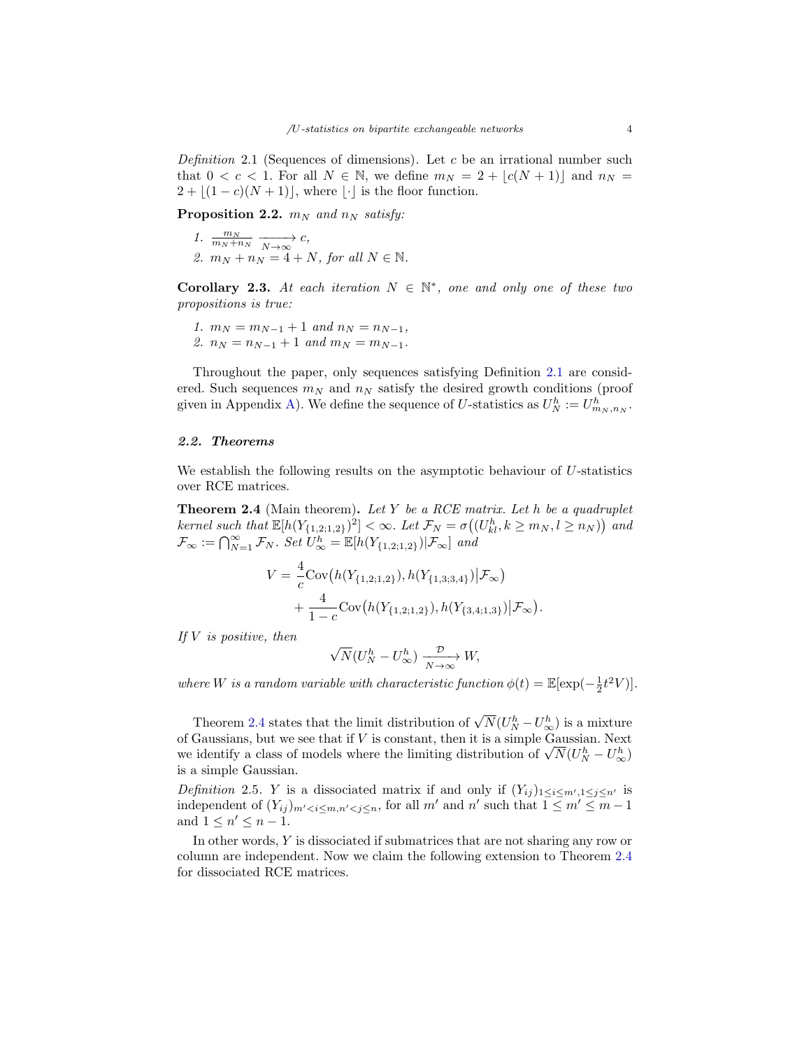*Definition* 2.1 (Sequences of dimensions). Let $c$ be an irrational number such that $0 < c < 1$. For all $N \in \mathbb{N}$, we define $m_N = 2 + \lfloor c(N+1) \rfloor$ and $n_N = 2 + \lfloor (1-c)(N+1) \rfloor$, where $\lfloor \cdot \rfloor$ is the floor function.

**Proposition 2.2.** *$m_N$ and $n_N$ satisfy:*

1. $\frac{m_N}{m_N + n_N} \xrightarrow[N \to \infty]{} c$,
2. $m_N + n_N = 4 + N$, *for all* $N \in \mathbb{N}$.

**Corollary 2.3.** *At each iteration $N \in \mathbb{N}^*$, one and only one of these two propositions is true:*

1. $m_N = m_{N-1} + 1$ *and* $n_N = n_{N-1}$,
2. $n_N = n_{N-1} + 1$ *and* $m_N = m_{N-1}$.

Throughout the paper, only sequences satisfying Definition 2.1 are considered. Such sequences $m_N$ and $n_N$ satisfy the desired growth conditions (proof given in Appendix A). We define the sequence of $U$-statistics as $U_N^h := U_{m_N,n_N}^h$.

### 2.2. Theorems

We establish the following results on the asymptotic behaviour of $U$-statistics over RCE matrices.

**Theorem 2.4** (Main theorem)**.** *Let $Y$ be a RCE matrix. Let $h$ be a quadruplet kernel such that $\mathbb{E}[h(Y_{\{1,2;1,2\}})^2] < \infty$. Let $\mathcal{F}_N = \sigma\big((U_{kl}^h, k \geq m_N, l \geq n_N)\big)$ and $\mathcal{F}_\infty := \bigcap_{N=1}^\infty \mathcal{F}_N$. Set $U_\infty^h = \mathbb{E}[h(Y_{\{1,2;1,2\}}) | \mathcal{F}_\infty]$ and*

$$V = \frac{4}{c}\mathrm{Cov}\big(h(Y_{\{1,2;1,2\}}), h(Y_{\{1,3;3,4\}})\big|\mathcal{F}_\infty\big) + \frac{4}{1-c}\mathrm{Cov}\big(h(Y_{\{1,2;1,2\}}), h(Y_{\{3,4;1,3\}})\big|\mathcal{F}_\infty\big).$$

*If $V$ is positive, then*

$$\sqrt{N}(U_N^h - U_\infty^h) \xrightarrow[N \to \infty]{\mathcal{D}} W,$$

*where $W$ is a random variable with characteristic function $\phi(t) = \mathbb{E}[\exp(-\frac{1}{2}t^2 V)]$.*

Theorem 2.4 states that the limit distribution of $\sqrt{N}(U_N^h - U_\infty^h)$ is a mixture of Gaussians, but we see that if $V$ is constant, then it is a simple Gaussian. Next we identify a class of models where the limiting distribution of $\sqrt{N}(U_N^h - U_\infty^h)$ is a simple Gaussian.

*Definition* 2.5. $Y$ is a dissociated matrix if and only if $(Y_{ij})_{1 \leq i \leq m', 1 \leq j \leq n'}$ is independent of $(Y_{ij})_{m' < i \leq m, n' < j \leq n}$, for all $m'$ and $n'$ such that $1 \leq m' \leq m-1$ and $1 \leq n' \leq n-1$.

In other words, $Y$ is dissociated if submatrices that are not sharing any row or column are independent. Now we claim the following extension to Theorem 2.4 for dissociated RCE matrices.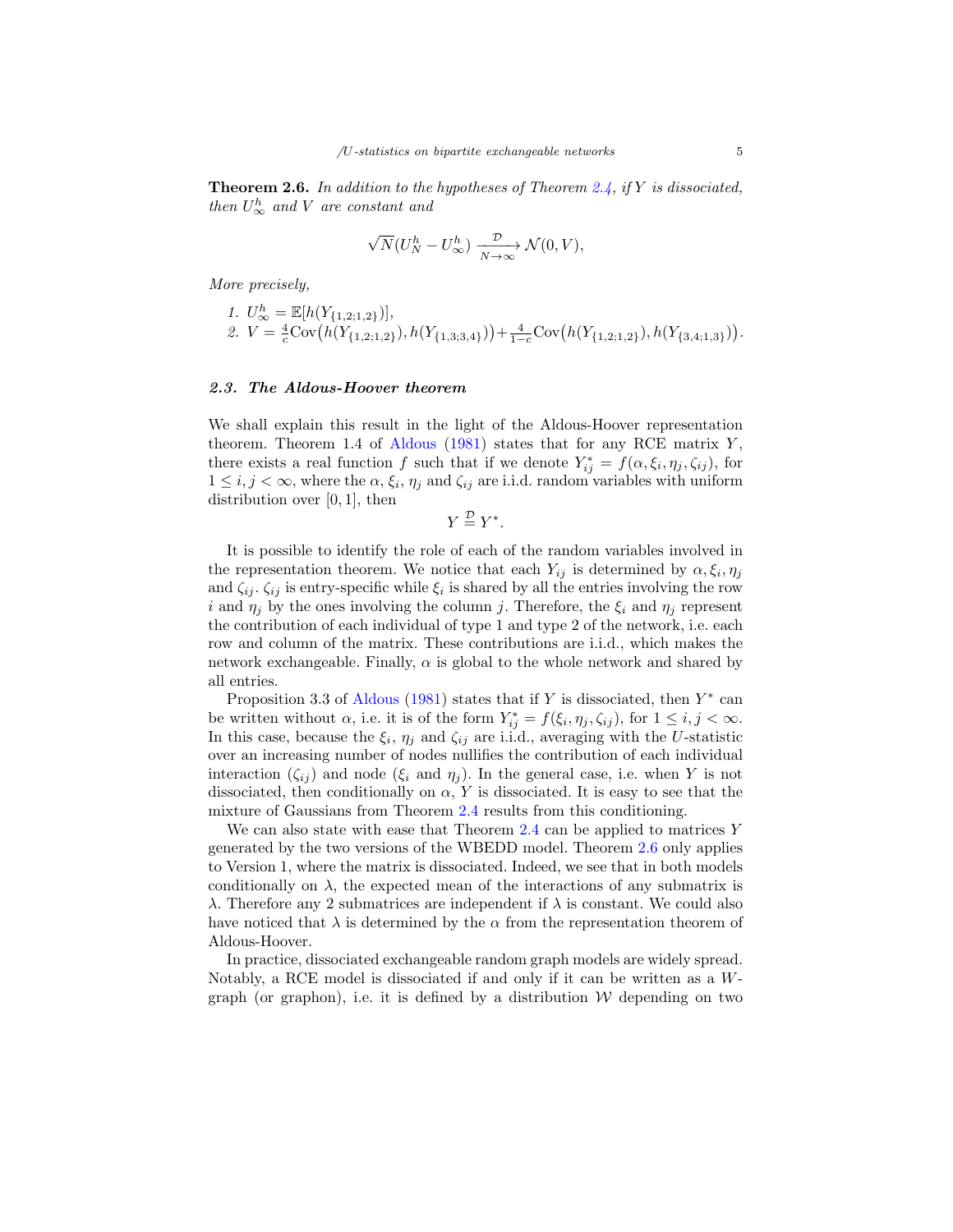**Theorem 2.6.** *In addition to the hypotheses of Theorem 2.4, if $Y$ is dissociated, then $U_\infty^h$ and $V$ are constant and*

$$\sqrt{N}(U_N^h - U_\infty^h) \xrightarrow[N\to\infty]{\mathcal{D}} \mathcal{N}(0, V),$$

*More precisely,*

1. $U_\infty^h = \mathbb{E}[h(Y_{\{1,2;1,2\}})]$,
2. $V = \frac{4}{c}\mathrm{Cov}\big(h(Y_{\{1,2;1,2\}}), h(Y_{\{1,3;3,4\}})\big) + \frac{4}{1-c}\mathrm{Cov}\big(h(Y_{\{1,2;1,2\}}), h(Y_{\{3,4;1,3\}})\big)$.

### *2.3. The Aldous-Hoover theorem*

We shall explain this result in the light of the Aldous-Hoover representation theorem. Theorem 1.4 of Aldous (1981) states that for any RCE matrix $Y$, there exists a real function $f$ such that if we denote $Y^*_{ij} = f(\alpha, \xi_i, \eta_j, \zeta_{ij})$, for $1 \le i, j < \infty$, where the $\alpha$, $\xi_i$, $\eta_j$ and $\zeta_{ij}$ are i.i.d. random variables with uniform distribution over $[0, 1]$, then

$$Y \overset{\mathcal{D}}{=} Y^*.$$

It is possible to identify the role of each of the random variables involved in the representation theorem. We notice that each $Y_{ij}$ is determined by $\alpha, \xi_i, \eta_j$ and $\zeta_{ij}$. $\zeta_{ij}$ is entry-specific while $\xi_i$ is shared by all the entries involving the row $i$ and $\eta_j$ by the ones involving the column $j$. Therefore, the $\xi_i$ and $\eta_j$ represent the contribution of each individual of type 1 and type 2 of the network, i.e. each row and column of the matrix. These contributions are i.i.d., which makes the network exchangeable. Finally, $\alpha$ is global to the whole network and shared by all entries.

Proposition 3.3 of Aldous (1981) states that if $Y$ is dissociated, then $Y^*$ can be written without $\alpha$, i.e. it is of the form $Y^*_{ij} = f(\xi_i, \eta_j, \zeta_{ij})$, for $1 \le i, j < \infty$. In this case, because the $\xi_i$, $\eta_j$ and $\zeta_{ij}$ are i.i.d., averaging with the $U$-statistic over an increasing number of nodes nullifies the contribution of each individual interaction ($\zeta_{ij}$) and node ($\xi_i$ and $\eta_j$). In the general case, i.e. when $Y$ is not dissociated, then conditionally on $\alpha$, $Y$ is dissociated. It is easy to see that the mixture of Gaussians from Theorem 2.4 results from this conditioning.

We can also state with ease that Theorem 2.4 can be applied to matrices $Y$ generated by the two versions of the WBEDD model. Theorem 2.6 only applies to Version 1, where the matrix is dissociated. Indeed, we see that in both models conditionally on $\lambda$, the expected mean of the interactions of any submatrix is $\lambda$. Therefore any 2 submatrices are independent if $\lambda$ is constant. We could also have noticed that $\lambda$ is determined by the $\alpha$ from the representation theorem of Aldous-Hoover.

In practice, dissociated exchangeable random graph models are widely spread. Notably, a RCE model is dissociated if and only if it can be written as a $W$-graph (or graphon), i.e. it is defined by a distribution $\mathcal{W}$ depending on two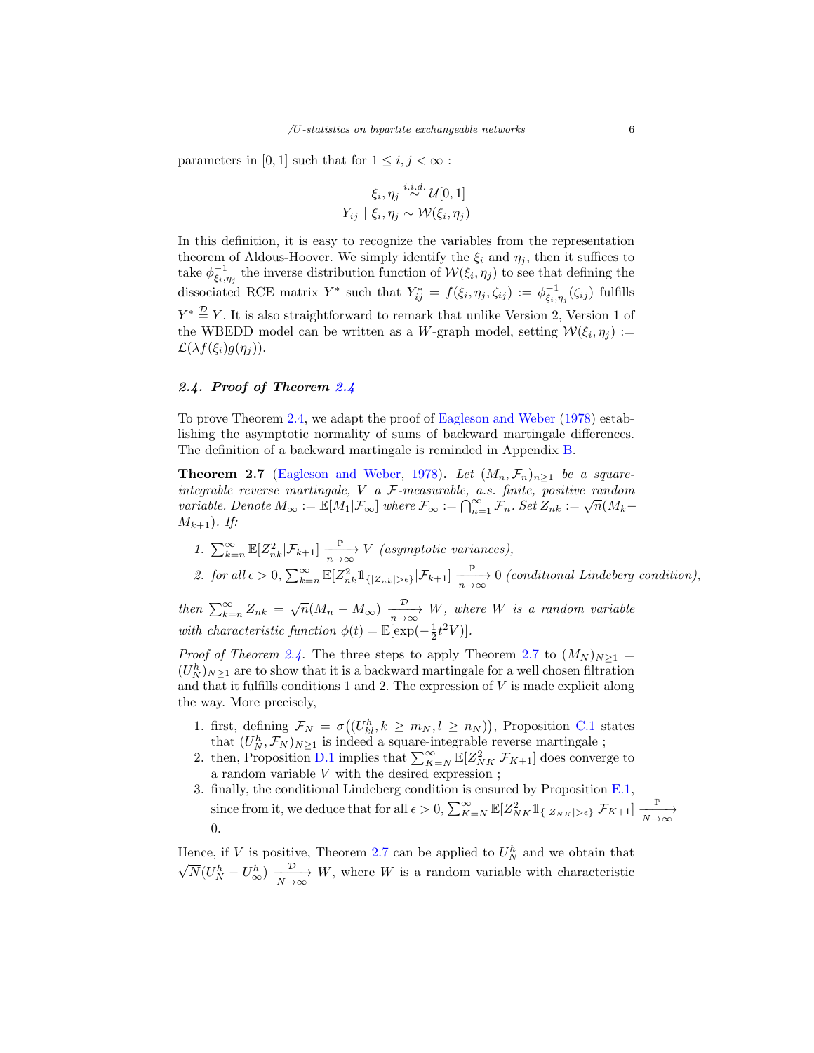parameters in $[0, 1]$ such that for $1 \leq i, j < \infty$ :

$$\xi_i, \eta_j \overset{i.i.d.}{\sim} \mathcal{U}[0,1]$$
$$Y_{ij} \mid \xi_i, \eta_j \sim \mathcal{W}(\xi_i, \eta_j)$$

In this definition, it is easy to recognize the variables from the representation theorem of Aldous-Hoover. We simply identify the $\xi_i$ and $\eta_j$, then it suffices to take $\phi^{-1}_{\xi_i,\eta_j}$ the inverse distribution function of $\mathcal{W}(\xi_i, \eta_j)$ to see that defining the dissociated RCE matrix $Y^*$ such that $Y^*_{ij} = f(\xi_i, \eta_j, \zeta_{ij}) := \phi^{-1}_{\xi_i,\eta_j}(\zeta_{ij})$ fulfills $Y^* \overset{\mathcal{D}}{=} Y$. It is also straightforward to remark that unlike Version 2, Version 1 of the WBEDD model can be written as a $W$-graph model, setting $\mathcal{W}(\xi_i, \eta_j) := \mathcal{L}(\lambda f(\xi_i) g(\eta_j))$.

### *2.4. Proof of Theorem 2.4*

To prove Theorem 2.4, we adapt the proof of Eagleson and Weber (1978) establishing the asymptotic normality of sums of backward martingale differences. The definition of a backward martingale is reminded in Appendix B.

**Theorem 2.7** (Eagleson and Weber, 1978)**.** *Let $(M_n, \mathcal{F}_n)_{n\geq 1}$ be a square-integrable reverse martingale, $V$ a $\mathcal{F}$-measurable, a.s. finite, positive random variable. Denote $M_\infty := \mathbb{E}[M_1|\mathcal{F}_\infty]$ where $\mathcal{F}_\infty := \bigcap_{n=1}^{\infty} \mathcal{F}_n$. Set $Z_{nk} := \sqrt{n}(M_k - M_{k+1})$. If:*

1. *$\sum_{k=n}^{\infty} \mathbb{E}[Z^2_{nk}|\mathcal{F}_{k+1}] \xrightarrow[n\to\infty]{\mathbb{P}} V$ (asymptotic variances),*
2. *for all $\epsilon > 0$, $\sum_{k=n}^{\infty} \mathbb{E}[Z^2_{nk}\mathbb{1}_{\{|Z_{nk}|>\epsilon\}}|\mathcal{F}_{k+1}] \xrightarrow[n\to\infty]{\mathbb{P}} 0$ (conditional Lindeberg condition),*

*then $\sum_{k=n}^{\infty} Z_{nk} = \sqrt{n}(M_n - M_\infty) \xrightarrow[n\to\infty]{\mathcal{D}} W$, where $W$ is a random variable with characteristic function $\phi(t) = \mathbb{E}[\exp(-\frac{1}{2}t^2 V)]$.*

*Proof of Theorem 2.4.* The three steps to apply Theorem 2.7 to $(M_N)_{N\geq 1} = (U^h_N)_{N\geq 1}$ are to show that it is a backward martingale for a well chosen filtration and that it fulfills conditions 1 and 2. The expression of $V$ is made explicit along the way. More precisely,

1. first, defining $\mathcal{F}_N = \sigma\big((U^h_{kl}, k \geq m_N, l \geq n_N)\big)$, Proposition C.1 states that $(U^h_N, \mathcal{F}_N)_{N\geq 1}$ is indeed a square-integrable reverse martingale ;
2. then, Proposition D.1 implies that $\sum_{K=N}^{\infty} \mathbb{E}[Z^2_{NK}|\mathcal{F}_{K+1}]$ does converge to a random variable $V$ with the desired expression ;
3. finally, the conditional Lindeberg condition is ensured by Proposition E.1, since from it, we deduce that for all $\epsilon > 0$, $\sum_{K=N}^{\infty} \mathbb{E}[Z^2_{NK}\mathbb{1}_{\{|Z_{NK}|>\epsilon\}}|\mathcal{F}_{K+1}] \xrightarrow[N\to\infty]{\mathbb{P}} 0$.

Hence, if $V$ is positive, Theorem 2.7 can be applied to $U^h_N$ and we obtain that $\sqrt{N}(U^h_N - U^h_\infty) \xrightarrow[N\to\infty]{\mathcal{D}} W$, where $W$ is a random variable with characteristic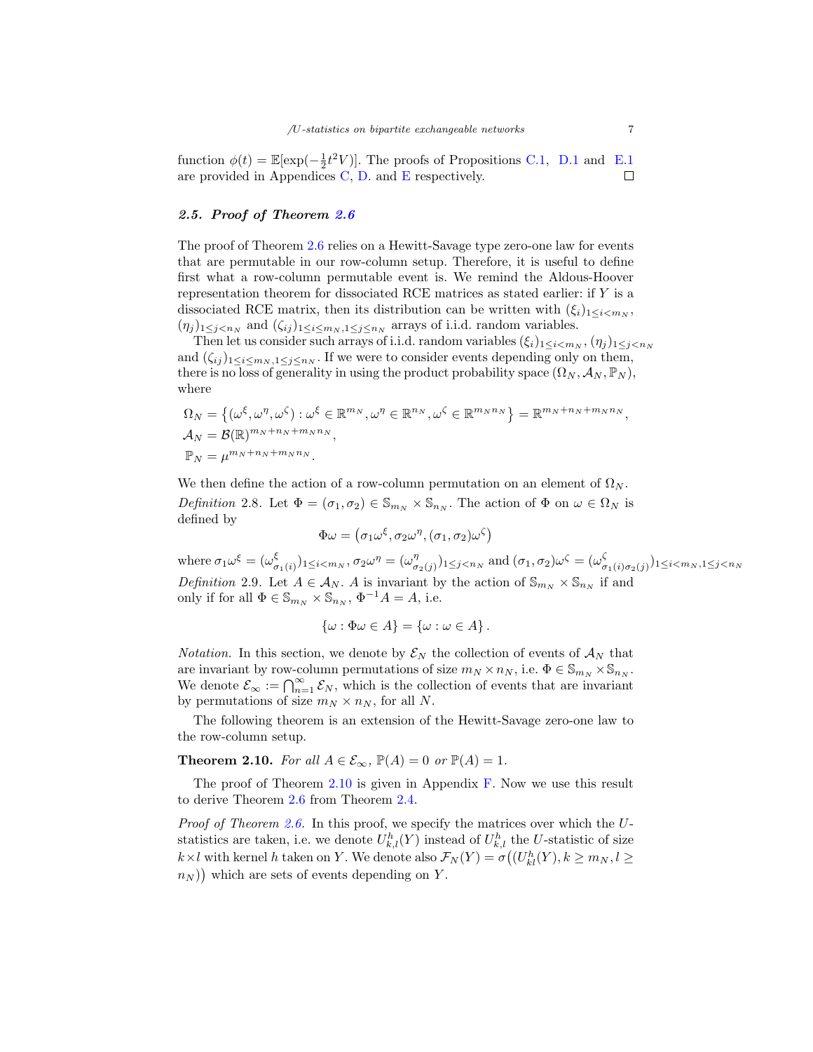function $\phi(t) = \mathbb{E}[\exp(-\frac{1}{2}t^2 V)]$. The proofs of Propositions C.1, D.1 and E.1 are provided in Appendices C, D. and E respectively. □

### 2.5. Proof of Theorem 2.6

The proof of Theorem 2.6 relies on a Hewitt-Savage type zero-one law for events that are permutable in our row-column setup. Therefore, it is useful to define first what a row-column permutable event is. We remind the Aldous-Hoover representation theorem for dissociated RCE matrices as stated earlier: if $Y$ is a dissociated RCE matrix, then its distribution can be written with $(\xi_i)_{1\leq i<m_N}$, $(\eta_j)_{1\leq j<n_N}$ and $(\zeta_{ij})_{1\leq i\leq m_N, 1\leq j\leq n_N}$ arrays of i.i.d. random variables.

Then let us consider such arrays of i.i.d. random variables $(\xi_i)_{1\leq i<m_N}$, $(\eta_j)_{1\leq j<n_N}$ and $(\zeta_{ij})_{1\leq i\leq m_N, 1\leq j\leq n_N}$. If we were to consider events depending only on them, there is no loss of generality in using the product probability space $(\Omega_N, \mathcal{A}_N, \mathbb{P}_N)$, where

$$
\begin{aligned}
\Omega_N &= \left\{(\omega^\xi, \omega^\eta, \omega^\zeta) : \omega^\xi \in \mathbb{R}^{m_N}, \omega^\eta \in \mathbb{R}^{n_N}, \omega^\zeta \in \mathbb{R}^{m_N n_N}\right\} = \mathbb{R}^{m_N+n_N+m_N n_N},\\
\mathcal{A}_N &= \mathcal{B}(\mathbb{R})^{m_N+n_N+m_N n_N},\\
\mathbb{P}_N &= \mu^{m_N+n_N+m_N n_N}.
\end{aligned}
$$

We then define the action of a row-column permutation on an element of $\Omega_N$.

*Definition* 2.8. Let $\Phi = (\sigma_1, \sigma_2) \in \mathbb{S}_{m_N} \times \mathbb{S}_{n_N}$. The action of $\Phi$ on $\omega \in \Omega_N$ is defined by

$$
\Phi\omega = \left(\sigma_1\omega^\xi, \sigma_2\omega^\eta, (\sigma_1, \sigma_2)\omega^\zeta\right)
$$

where $\sigma_1\omega^\xi = (\omega^\xi_{\sigma_1(i)})_{1\leq i<m_N}$, $\sigma_2\omega^\eta = (\omega^\eta_{\sigma_2(j)})_{1\leq j<n_N}$ and $(\sigma_1, \sigma_2)\omega^\zeta = (\omega^\zeta_{\sigma_1(i)\sigma_2(j)})_{1\leq i<m_N, 1\leq j<n_N}$

*Definition* 2.9. Let $A \in \mathcal{A}_N$. $A$ is invariant by the action of $\mathbb{S}_{m_N} \times \mathbb{S}_{n_N}$ if and only if for all $\Phi \in \mathbb{S}_{m_N} \times \mathbb{S}_{n_N}$, $\Phi^{-1}A = A$, i.e.

$$
\{\omega : \Phi\omega \in A\} = \{\omega : \omega \in A\}.
$$

*Notation.* In this section, we denote by $\mathcal{E}_N$ the collection of events of $\mathcal{A}_N$ that are invariant by row-column permutations of size $m_N \times n_N$, i.e. $\Phi \in \mathbb{S}_{m_N} \times \mathbb{S}_{n_N}$. We denote $\mathcal{E}_\infty := \bigcap_{n=1}^\infty \mathcal{E}_N$, which is the collection of events that are invariant by permutations of size $m_N \times n_N$, for all $N$.

The following theorem is an extension of the Hewitt-Savage zero-one law to the row-column setup.

**Theorem 2.10.** *For all $A \in \mathcal{E}_\infty$, $\mathbb{P}(A) = 0$ or $\mathbb{P}(A) = 1$.*

The proof of Theorem 2.10 is given in Appendix F. Now we use this result to derive Theorem 2.6 from Theorem 2.4.

*Proof of Theorem 2.6.* In this proof, we specify the matrices over which the $U$-statistics are taken, i.e. we denote $U^h_{k,l}(Y)$ instead of $U^h_{k,l}$ the $U$-statistic of size $k\times l$ with kernel $h$ taken on $Y$. We denote also $\mathcal{F}_N(Y) = \sigma\big((U^h_{kl}(Y), k \geq m_N, l \geq n_N)\big)$ which are sets of events depending on $Y$.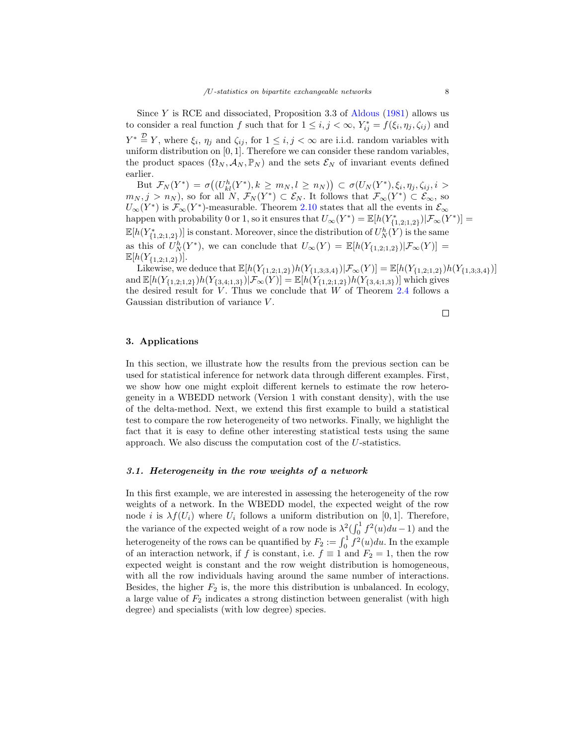Since $Y$ is RCE and dissociated, Proposition 3.3 of Aldous (1981) allows us to consider a real function $f$ such that for $1 \leq i, j < \infty$, $Y^*_{ij} = f(\xi_i, \eta_j, \zeta_{ij})$ and $Y^* \overset{\mathcal{D}}{=} Y$, where $\xi_i$, $\eta_j$ and $\zeta_{ij}$, for $1 \leq i, j < \infty$ are i.i.d. random variables with uniform distribution on $[0, 1]$. Therefore we can consider these random variables, the product spaces $(\Omega_N, \mathcal{A}_N, \mathbb{P}_N)$ and the sets $\mathcal{E}_N$ of invariant events defined earlier.

But $\mathcal{F}_N(Y^*) = \sigma\big((U^h_{kl}(Y^*), k \geq m_N, l \geq n_N)\big) \subset \sigma(U_N(Y^*), \xi_i, \eta_j, \zeta_{ij}, i > m_N, j > n_N)$, so for all $N$, $\mathcal{F}_N(Y^*) \subset \mathcal{E}_N$. It follows that $\mathcal{F}_\infty(Y^*) \subset \mathcal{E}_\infty$, so $U_\infty(Y^*)$ is $\mathcal{F}_\infty(Y^*)$-measurable. Theorem 2.10 states that all the events in $\mathcal{E}_\infty$ happen with probability 0 or 1, so it ensures that $U_\infty(Y^*) = \mathbb{E}[h(Y^*_{\{1,2;1,2\}})|\mathcal{F}_\infty(Y^*)] = \mathbb{E}[h(Y^*_{\{1,2;1,2\}})]$ is constant. Moreover, since the distribution of $U^h_N(Y)$ is the same as this of $U^h_N(Y^*)$, we can conclude that $U_\infty(Y) = \mathbb{E}[h(Y_{\{1,2;1,2\}})|\mathcal{F}_\infty(Y)] = \mathbb{E}[h(Y_{\{1,2;1,2\}})]$.

Likewise, we deduce that $\mathbb{E}[h(Y_{\{1,2;1,2\}})h(Y_{\{1,3;3,4\}})|\mathcal{F}_\infty(Y)] = \mathbb{E}[h(Y_{\{1,2;1,2\}})h(Y_{\{1,3;3,4\}})]$ and $\mathbb{E}[h(Y_{\{1,2;1,2\}})h(Y_{\{3,4;1,3\}})|\mathcal{F}_\infty(Y)] = \mathbb{E}[h(Y_{\{1,2;1,2\}})h(Y_{\{3,4;1,3\}})]$ which gives the desired result for $V$. Thus we conclude that $W$ of Theorem 2.4 follows a Gaussian distribution of variance $V$.

□

## 3. Applications

In this section, we illustrate how the results from the previous section can be used for statistical inference for network data through different examples. First, we show how one might exploit different kernels to estimate the row heterogeneity in a WBEDD network (Version 1 with constant density), with the use of the delta-method. Next, we extend this first example to build a statistical test to compare the row heterogeneity of two networks. Finally, we highlight the fact that it is easy to define other interesting statistical tests using the same approach. We also discuss the computation cost of the $U$-statistics.

### *3.1. Heterogeneity in the row weights of a network*

In this first example, we are interested in assessing the heterogeneity of the row weights of a network. In the WBEDD model, the expected weight of the row node $i$ is $\lambda f(U_i)$ where $U_i$ follows a uniform distribution on $[0, 1]$. Therefore, the variance of the expected weight of a row node is $\lambda^2(\int_0^1 f^2(u)du - 1)$ and the heterogeneity of the rows can be quantified by $F_2 := \int_0^1 f^2(u)du$. In the example of an interaction network, if $f$ is constant, i.e. $f \equiv 1$ and $F_2 = 1$, then the row expected weight is constant and the row weight distribution is homogeneous, with all the row individuals having around the same number of interactions. Besides, the higher $F_2$ is, the more this distribution is unbalanced. In ecology, a large value of $F_2$ indicates a strong distinction between generalist (with high degree) and specialists (with low degree) species.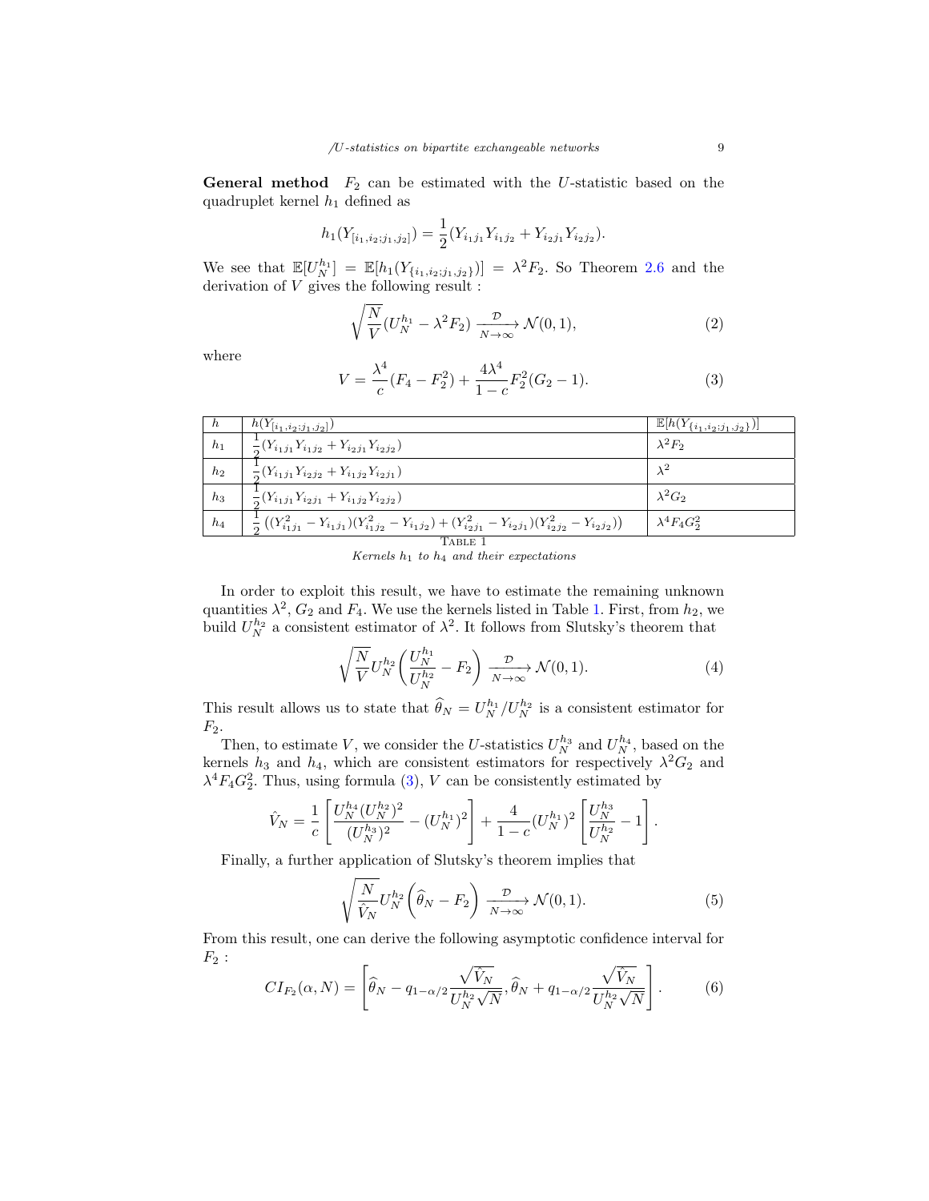**General method** $F_2$ can be estimated with the $U$-statistic based on the quadruplet kernel $h_1$ defined as

$$h_1(Y_{[i_1,i_2;j_1,j_2]}) = \frac{1}{2}(Y_{i_1j_1}Y_{i_1j_2} + Y_{i_2j_1}Y_{i_2j_2}).$$

We see that $\mathbb{E}[U_N^{h_1}] = \mathbb{E}[h_1(Y_{\{i_1,i_2;j_1,j_2\}})] = \lambda^2 F_2$. So Theorem 2.6 and the derivation of $V$ gives the following result :

$$\sqrt{\frac{N}{V}}(U_N^{h_1} - \lambda^2 F_2) \xrightarrow[N\to\infty]{\mathcal{D}} \mathcal{N}(0,1), \tag{2}$$

where

$$V = \frac{\lambda^4}{c}(F_4 - F_2^2) + \frac{4\lambda^4}{1-c}F_2^2(G_2 - 1). \tag{3}$$

| $h$ | $h(Y_{[i_1,i_2;j_1,j_2]})$ | $\mathbb{E}[h(Y_{\{i_1,i_2;j_1,j_2\}})]$ |
|---|---|---|
| $h_1$ | $\frac{1}{2}(Y_{i_1j_1}Y_{i_1j_2} + Y_{i_2j_1}Y_{i_2j_2})$ | $\lambda^2 F_2$ |
| $h_2$ | $\frac{1}{2}(Y_{i_1j_1}Y_{i_2j_2} + Y_{i_1j_2}Y_{i_2j_1})$ | $\lambda^2$ |
| $h_3$ | $\frac{1}{2}(Y_{i_1j_1}Y_{i_2j_1} + Y_{i_1j_2}Y_{i_2j_2})$ | $\lambda^2 G_2$ |
| $h_4$ | $\frac{1}{2}\left((Y_{i_1j_1}^2 - Y_{i_1j_1})(Y_{i_1j_2}^2 - Y_{i_1j_2}) + (Y_{i_2j_1}^2 - Y_{i_2j_1})(Y_{i_2j_2}^2 - Y_{i_2j_2})\right)$ | $\lambda^4 F_4 G_2^2$ |

Table 1

*Kernels $h_1$ to $h_4$ and their expectations*

In order to exploit this result, we have to estimate the remaining unknown quantities $\lambda^2$, $G_2$ and $F_4$. We use the kernels listed in Table 1. First, from $h_2$, we build $U_N^{h_2}$ a consistent estimator of $\lambda^2$. It follows from Slutsky's theorem that

$$\sqrt{\frac{N}{V}}U_N^{h_2}\left(\frac{U_N^{h_1}}{U_N^{h_2}} - F_2\right) \xrightarrow[N\to\infty]{\mathcal{D}} \mathcal{N}(0,1). \tag{4}$$

This result allows us to state that $\widehat{\theta}_N = U_N^{h_1}/U_N^{h_2}$ is a consistent estimator for $F_2$.

Then, to estimate $V$, we consider the $U$-statistics $U_N^{h_3}$ and $U_N^{h_4}$, based on the kernels $h_3$ and $h_4$, which are consistent estimators for respectively $\lambda^2 G_2$ and $\lambda^4 F_4 G_2^2$. Thus, using formula (3), $V$ can be consistently estimated by

$$\hat{V}_N = \frac{1}{c}\left[\frac{U_N^{h_4}(U_N^{h_2})^2}{(U_N^{h_3})^2} - (U_N^{h_1})^2\right] + \frac{4}{1-c}(U_N^{h_1})^2\left[\frac{U_N^{h_3}}{U_N^{h_2}} - 1\right].$$

Finally, a further application of Slutsky's theorem implies that

$$\sqrt{\frac{N}{\hat{V}_N}}U_N^{h_2}\left(\widehat{\theta}_N - F_2\right) \xrightarrow[N\to\infty]{\mathcal{D}} \mathcal{N}(0,1). \tag{5}$$

From this result, one can derive the following asymptotic confidence interval for $F_2$ :

$$CI_{F_2}(\alpha, N) = \left[\widehat{\theta}_N - q_{1-\alpha/2}\frac{\sqrt{\hat{V}_N}}{U_N^{h_2}\sqrt{N}}, \widehat{\theta}_N + q_{1-\alpha/2}\frac{\sqrt{\hat{V}_N}}{U_N^{h_2}\sqrt{N}}\right]. \tag{6}$$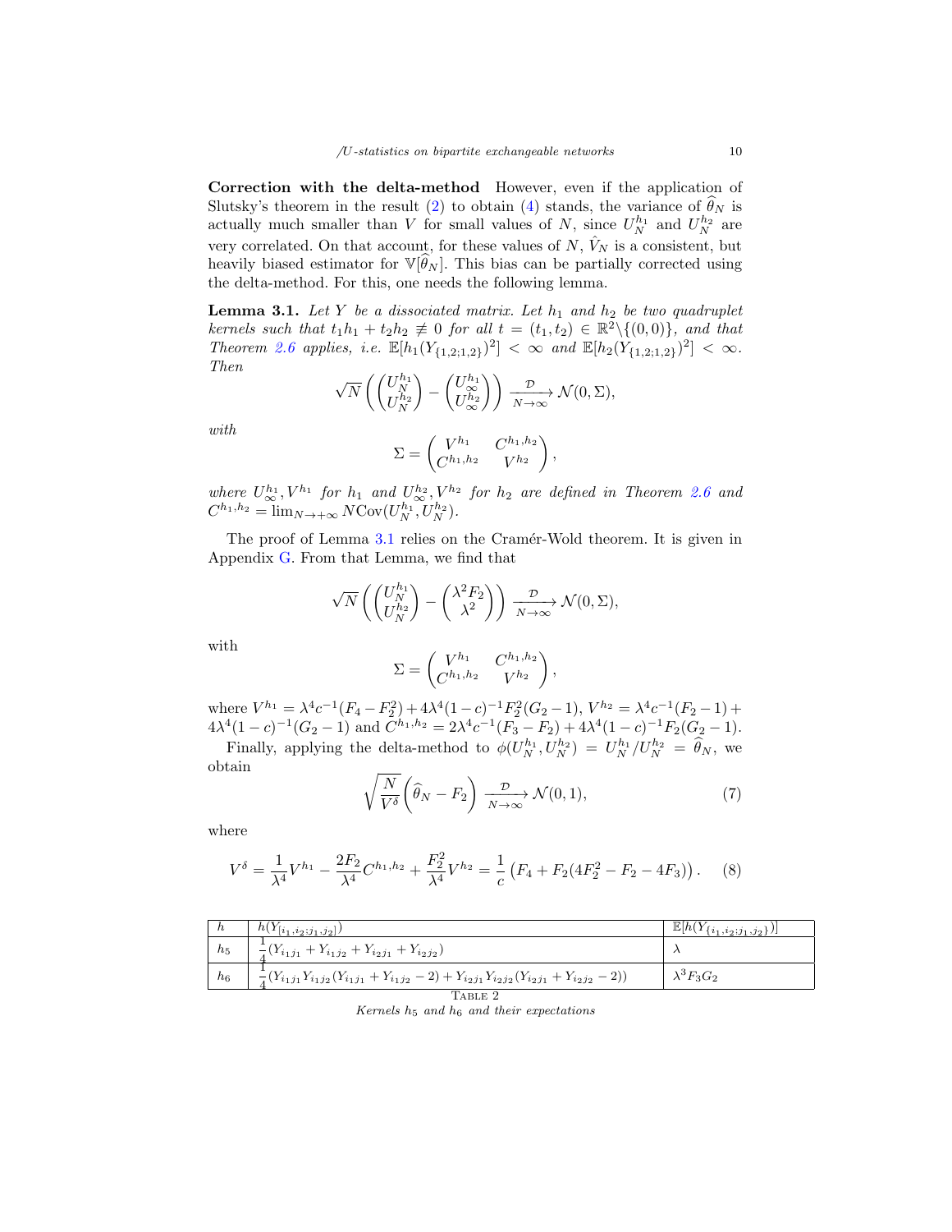**Correction with the delta-method** However, even if the application of Slutsky's theorem in the result (2) to obtain (4) stands, the variance of $\widehat{\theta}_N$ is actually much smaller than $V$ for small values of $N$, since $U_N^{h_1}$ and $U_N^{h_2}$ are very correlated. On that account, for these values of $N$, $\hat{V}_N$ is a consistent, but heavily biased estimator for $\mathbb{V}[\widehat{\theta}_N]$. This bias can be partially corrected using the delta-method. For this, one needs the following lemma.

**Lemma 3.1.** *Let $Y$ be a dissociated matrix. Let $h_1$ and $h_2$ be two quadruplet kernels such that $t_1 h_1 + t_2 h_2 \not\equiv 0$ for all $t = (t_1, t_2) \in \mathbb{R}^2 \backslash \{(0,0)\}$, and that Theorem 2.6 applies, i.e. $\mathbb{E}[h_1(Y_{\{1,2;1,2\}})^2] < \infty$ and $\mathbb{E}[h_2(Y_{\{1,2;1,2\}})^2] < \infty$. Then*

$$\sqrt{N}\left(\begin{pmatrix} U_N^{h_1} \\ U_N^{h_2} \end{pmatrix} - \begin{pmatrix} U_\infty^{h_1} \\ U_\infty^{h_2} \end{pmatrix}\right) \xrightarrow[N\to\infty]{\mathcal{D}} \mathcal{N}(0, \Sigma),$$

*with*

$$\Sigma = \begin{pmatrix} V^{h_1} & C^{h_1,h_2} \\ C^{h_1,h_2} & V^{h_2} \end{pmatrix},$$

*where $U_\infty^{h_1}, V^{h_1}$ for $h_1$ and $U_\infty^{h_2}, V^{h_2}$ for $h_2$ are defined in Theorem 2.6 and $C^{h_1,h_2} = \lim_{N\to+\infty} N\mathrm{Cov}(U_N^{h_1}, U_N^{h_2})$.*

The proof of Lemma 3.1 relies on the Cramér-Wold theorem. It is given in Appendix G. From that Lemma, we find that

$$\sqrt{N}\left(\begin{pmatrix} U_N^{h_1} \\ U_N^{h_2} \end{pmatrix} - \begin{pmatrix} \lambda^2 F_2 \\ \lambda^2 \end{pmatrix}\right) \xrightarrow[N\to\infty]{\mathcal{D}} \mathcal{N}(0, \Sigma),$$

with

$$\Sigma = \begin{pmatrix} V^{h_1} & C^{h_1,h_2} \\ C^{h_1,h_2} & V^{h_2} \end{pmatrix},$$

where $V^{h_1} = \lambda^4 c^{-1}(F_4 - F_2^2) + 4\lambda^4(1-c)^{-1}F_2^2(G_2 - 1)$, $V^{h_2} = \lambda^4 c^{-1}(F_2 - 1) + 4\lambda^4(1-c)^{-1}(G_2 - 1)$ and $C^{h_1,h_2} = 2\lambda^4 c^{-1}(F_3 - F_2) + 4\lambda^4(1-c)^{-1}F_2(G_2 - 1)$.

Finally, applying the delta-method to $\phi(U_N^{h_1}, U_N^{h_2}) = U_N^{h_1}/U_N^{h_2} = \widehat{\theta}_N$, we obtain

$$\sqrt{\frac{N}{V^\delta}}\left(\widehat{\theta}_N - F_2\right) \xrightarrow[N\to\infty]{\mathcal{D}} \mathcal{N}(0,1), \tag{7}$$

where

$$V^\delta = \frac{1}{\lambda^4}V^{h_1} - \frac{2F_2}{\lambda^4}C^{h_1,h_2} + \frac{F_2^2}{\lambda^4}V^{h_2} = \frac{1}{c}\left(F_4 + F_2(4F_2^2 - F_2 - 4F_3)\right). \tag{8}$$

| $h$ | $h(Y_{[i_1,i_2;j_1,j_2]})$ | $\mathbb{E}[h(Y_{\{i_1,i_2;j_1,j_2\}})]$ |
|---|---|---|
| $h_5$ | $\frac{1}{4}(Y_{i_1j_1} + Y_{i_1j_2} + Y_{i_2j_1} + Y_{i_2j_2})$ | $\lambda$ |
| $h_6$ | $\frac{1}{4}(Y_{i_1j_1}Y_{i_1j_2}(Y_{i_1j_1} + Y_{i_1j_2} - 2) + Y_{i_2j_1}Y_{i_2j_2}(Y_{i_2j_1} + Y_{i_2j_2} - 2))$ | $\lambda^3 F_3 G_2$ |

Table 2

*Kernels $h_5$ and $h_6$ and their expectations*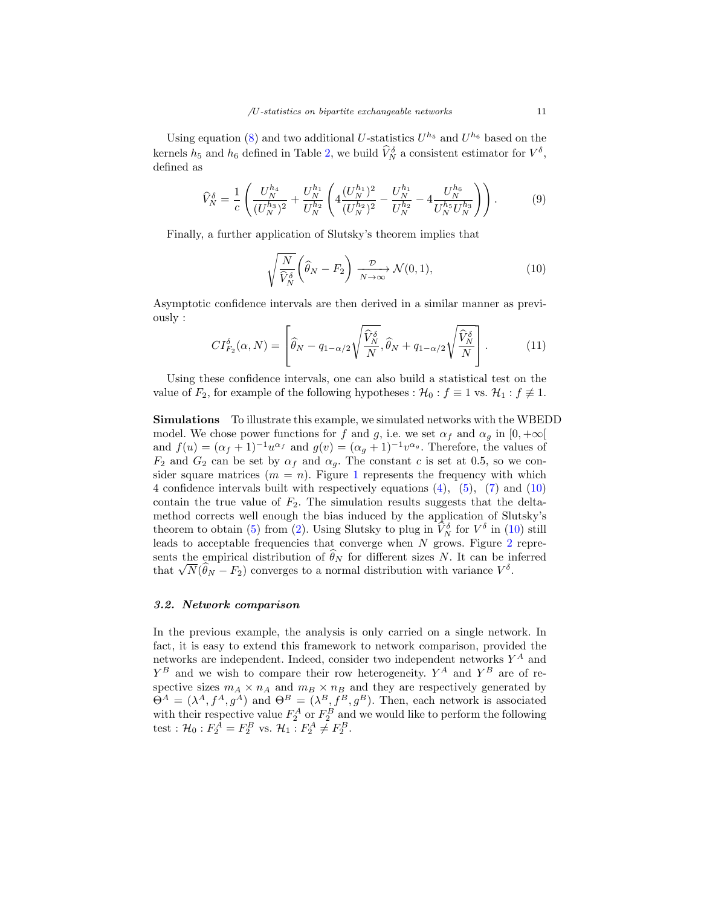Using equation (8) and two additional $U$-statistics $U^{h_5}$ and $U^{h_6}$ based on the kernels $h_5$ and $h_6$ defined in Table 2, we build $\widehat{V}_N^\delta$ a consistent estimator for $V^\delta$, defined as

$$\widehat{V}_N^\delta = \frac{1}{c}\left(\frac{U_N^{h_4}}{(U_N^{h_3})^2} + \frac{U_N^{h_1}}{U_N^{h_2}}\left(4\frac{(U_N^{h_1})^2}{(U_N^{h_2})^2} - \frac{U_N^{h_1}}{U_N^{h_2}} - 4\frac{U_N^{h_6}}{U_N^{h_5}U_N^{h_3}}\right)\right). \tag{9}$$

Finally, a further application of Slutsky's theorem implies that

$$\sqrt{\frac{N}{\widehat{V}_N^\delta}}\left(\widehat{\theta}_N - F_2\right) \xrightarrow[N\to\infty]{\mathcal{D}} \mathcal{N}(0,1), \tag{10}$$

Asymptotic confidence intervals are then derived in a similar manner as previously :

$$CI_{F_2}^\delta(\alpha, N) = \left[\widehat{\theta}_N - q_{1-\alpha/2}\sqrt{\frac{\widehat{V}_N^\delta}{N}}, \widehat{\theta}_N + q_{1-\alpha/2}\sqrt{\frac{\widehat{V}_N^\delta}{N}}\right]. \tag{11}$$

Using these confidence intervals, one can also build a statistical test on the value of $F_2$, for example of the following hypotheses : $\mathcal{H}_0 : f \equiv 1$ vs. $\mathcal{H}_1 : f \not\equiv 1$.

**Simulations** To illustrate this example, we simulated networks with the WBEDD model. We chose power functions for $f$ and $g$, i.e. we set $\alpha_f$ and $\alpha_g$ in $[0, +\infty[$ and $f(u) = (\alpha_f + 1)^{-1}u^{\alpha_f}$ and $g(v) = (\alpha_g + 1)^{-1}v^{\alpha_g}$. Therefore, the values of $F_2$ and $G_2$ can be set by $\alpha_f$ and $\alpha_g$. The constant $c$ is set at 0.5, so we consider square matrices ($m = n$). Figure 1 represents the frequency with which 4 confidence intervals built with respectively equations (4), (5), (7) and (10) contain the true value of $F_2$. The simulation results suggests that the delta-method corrects well enough the bias induced by the application of Slutsky's theorem to obtain (5) from (2). Using Slutsky to plug in $\widehat{V}_N^\delta$ for $V^\delta$ in (10) still leads to acceptable frequencies that converge when $N$ grows. Figure 2 represents the empirical distribution of $\widehat{\theta}_N$ for different sizes $N$. It can be inferred that $\sqrt{N}(\widehat{\theta}_N - F_2)$ converges to a normal distribution with variance $V^\delta$.

### 3.2. Network comparison

In the previous example, the analysis is only carried on a single network. In fact, it is easy to extend this framework to network comparison, provided the networks are independent. Indeed, consider two independent networks $Y^A$ and $Y^B$ and we wish to compare their row heterogeneity. $Y^A$ and $Y^B$ are of respective sizes $m_A \times n_A$ and $m_B \times n_B$ and they are respectively generated by $\Theta^A = (\lambda^A, f^A, g^A)$ and $\Theta^B = (\lambda^B, f^B, g^B)$. Then, each network is associated with their respective value $F_2^A$ or $F_2^B$ and we would like to perform the following test : $\mathcal{H}_0 : F_2^A = F_2^B$ vs. $\mathcal{H}_1 : F_2^A \neq F_2^B$.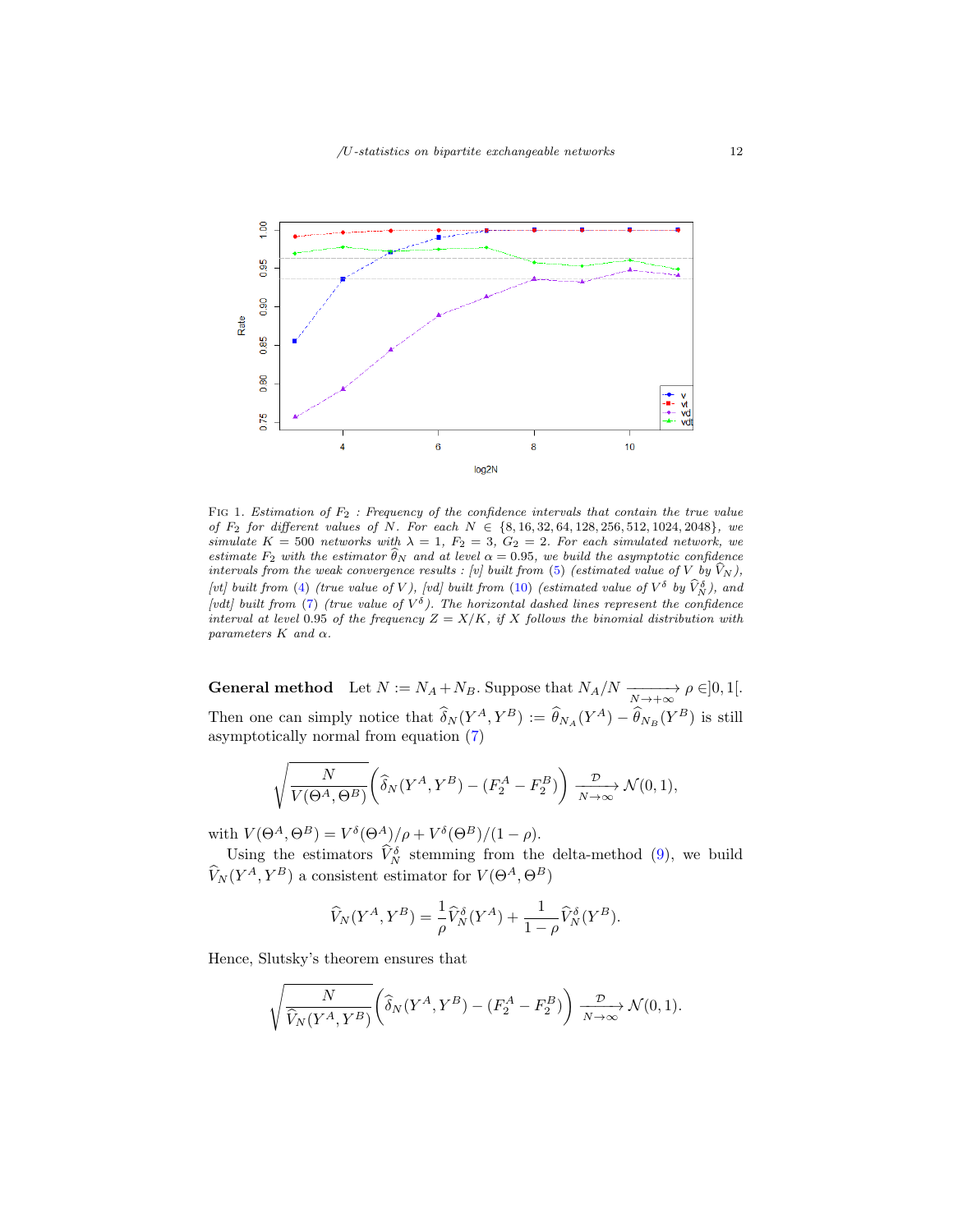FIG 1. *Estimation of $F_2$ : Frequency of the confidence intervals that contain the true value of $F_2$ for different values of $N$. For each $N \in \{8, 16, 32, 64, 128, 256, 512, 1024, 2048\}$, we simulate $K = 500$ networks with $\lambda = 1$, $F_2 = 3$, $G_2 = 2$. For each simulated network, we estimate $F_2$ with the estimator $\widehat{\theta}_N$ and at level $\alpha = 0.95$, we build the asymptotic confidence intervals from the weak convergence results : [v] built from (5) (estimated value of $V$ by $\widehat{V}_N$), [vt] built from (4) (true value of $V$), [vd] built from (10) (estimated value of $V^\delta$ by $\widehat{V}_N^\delta$), and [vdt] built from (7) (true value of $V^\delta$). The horizontal dashed lines represent the confidence interval at level 0.95 of the frequency $Z = X/K$, if $X$ follows the binomial distribution with parameters $K$ and $\alpha$.*

**General method** Let $N := N_A + N_B$. Suppose that $N_A/N \xrightarrow[N\to+\infty]{} \rho \in ]0, 1[$. Then one can simply notice that $\widehat{\delta}_N(Y^A, Y^B) := \widehat{\theta}_{N_A}(Y^A) - \widehat{\theta}_{N_B}(Y^B)$ is still asymptotically normal from equation (7)

$$\sqrt{\frac{N}{V(\Theta^A, \Theta^B)}}\left(\widehat{\delta}_N(Y^A, Y^B) - (F_2^A - F_2^B)\right) \xrightarrow[N\to\infty]{\mathcal{D}} \mathcal{N}(0, 1),$$

with $V(\Theta^A, \Theta^B) = V^\delta(\Theta^A)/\rho + V^\delta(\Theta^B)/(1-\rho)$.

Using the estimators $\widehat{V}_N^\delta$ stemming from the delta-method (9), we build $\widehat{V}_N(Y^A, Y^B)$ a consistent estimator for $V(\Theta^A, \Theta^B)$

$$\widehat{V}_N(Y^A, Y^B) = \frac{1}{\rho}\widehat{V}_N^\delta(Y^A) + \frac{1}{1-\rho}\widehat{V}_N^\delta(Y^B).$$

Hence, Slutsky's theorem ensures that

$$\sqrt{\frac{N}{\widehat{V}_N(Y^A, Y^B)}}\left(\widehat{\delta}_N(Y^A, Y^B) - (F_2^A - F_2^B)\right) \xrightarrow[N\to\infty]{\mathcal{D}} \mathcal{N}(0, 1).$$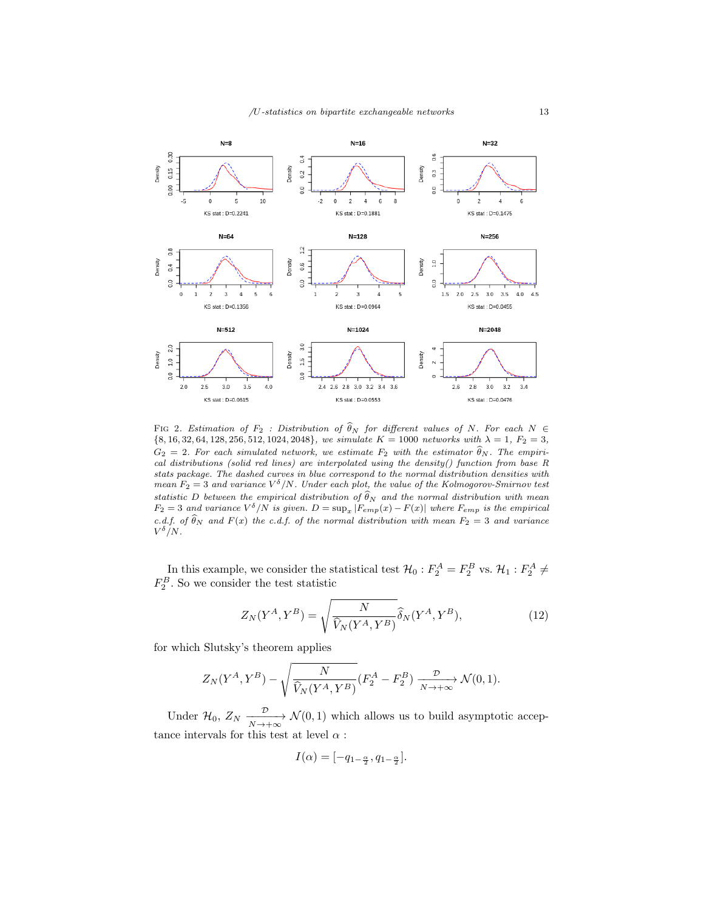FIG 2. *Estimation of $F_2$ : Distribution of $\widehat{\theta}_N$ for different values of $N$. For each $N \in \{8, 16, 32, 64, 128, 256, 512, 1024, 2048\}$, we simulate $K = 1000$ networks with $\lambda = 1$, $F_2 = 3$, $G_2 = 2$. For each simulated network, we estimate $F_2$ with the estimator $\widehat{\theta}_N$. The empirical distributions (solid red lines) are interpolated using the density() function from base R stats package. The dashed curves in blue correspond to the normal distribution densities with mean $F_2 = 3$ and variance $V^\delta/N$. Under each plot, the value of the Kolmogorov-Smirnov test statistic $D$ between the empirical distribution of $\widehat{\theta}_N$ and the normal distribution with mean $F_2 = 3$ and variance $V^\delta/N$ is given. $D = \sup_x |F_{emp}(x) - F(x)|$ where $F_{emp}$ is the empirical c.d.f. of $\widehat{\theta}_N$ and $F(x)$ the c.d.f. of the normal distribution with mean $F_2 = 3$ and variance $V^\delta/N$.*

In this example, we consider the statistical test $\mathcal{H}_0 : F_2^A = F_2^B$ vs. $\mathcal{H}_1 : F_2^A \neq F_2^B$. So we consider the test statistic

$$Z_N(Y^A, Y^B) = \sqrt{\frac{N}{\widehat{V}_N(Y^A, Y^B)}} \widehat{\delta}_N(Y^A, Y^B), \tag{12}$$

for which Slutsky's theorem applies

$$Z_N(Y^A, Y^B) - \sqrt{\frac{N}{\widehat{V}_N(Y^A, Y^B)}} (F_2^A - F_2^B) \xrightarrow[N \to +\infty]{\mathcal{D}} \mathcal{N}(0, 1).$$

Under $\mathcal{H}_0$, $Z_N \xrightarrow[N \to +\infty]{\mathcal{D}} \mathcal{N}(0, 1)$ which allows us to build asymptotic acceptance intervals for this test at level $\alpha$ :

$$I(\alpha) = [-q_{1-\frac{\alpha}{2}}, q_{1-\frac{\alpha}{2}}].$$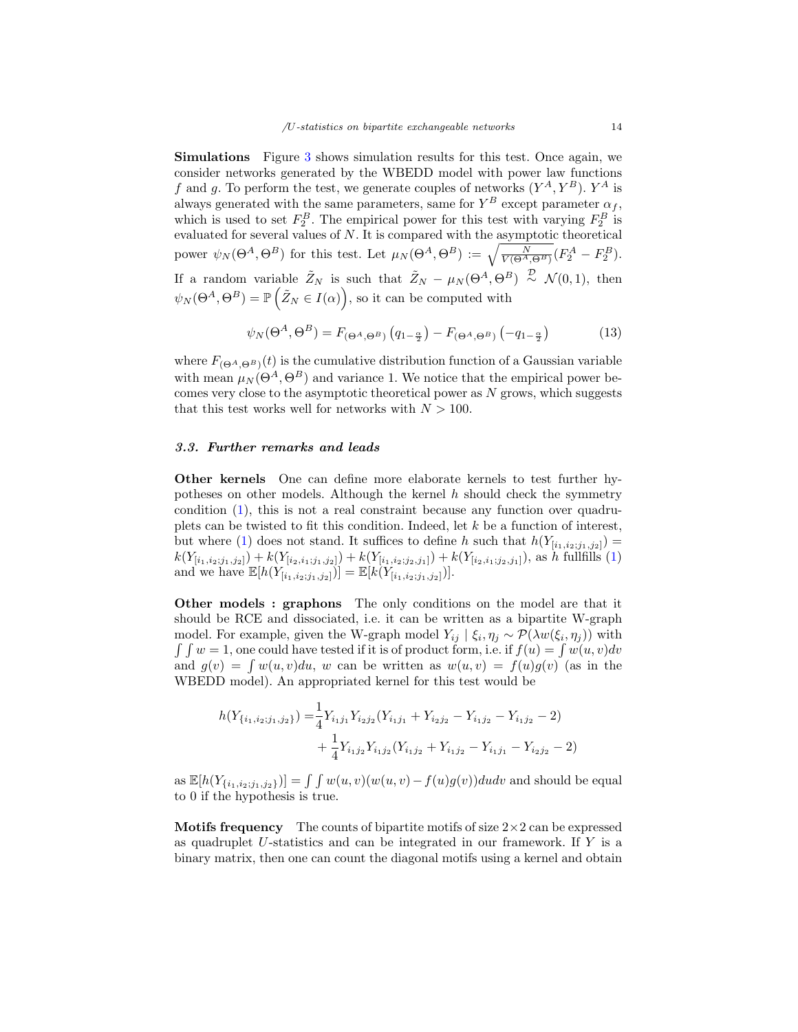**Simulations** Figure 3 shows simulation results for this test. Once again, we consider networks generated by the WBEDD model with power law functions $f$ and $g$. To perform the test, we generate couples of networks $(Y^A, Y^B)$. $Y^A$ is always generated with the same parameters, same for $Y^B$ except parameter $\alpha_f$, which is used to set $F_2^B$. The empirical power for this test with varying $F_2^B$ is evaluated for several values of $N$. It is compared with the asymptotic theoretical power $\psi_N(\Theta^A, \Theta^B)$ for this test. Let $\mu_N(\Theta^A, \Theta^B) := \sqrt{\frac{N}{V(\Theta^A,\Theta^B)}}(F_2^A - F_2^B)$. If a random variable $\tilde{Z}_N$ is such that $\tilde{Z}_N - \mu_N(\Theta^A, \Theta^B) \overset{\mathcal{D}}{\sim} \mathcal{N}(0,1)$, then $\psi_N(\Theta^A, \Theta^B) = \mathbb{P}\left(\tilde{Z}_N \in I(\alpha)\right)$, so it can be computed with

$$\psi_N(\Theta^A, \Theta^B) = F_{(\Theta^A,\Theta^B)}\left(q_{1-\frac{\alpha}{2}}\right) - F_{(\Theta^A,\Theta^B)}\left(-q_{1-\frac{\alpha}{2}}\right) \tag{13}$$

where $F_{(\Theta^A,\Theta^B)}(t)$ is the cumulative distribution function of a Gaussian variable with mean $\mu_N(\Theta^A, \Theta^B)$ and variance 1. We notice that the empirical power becomes very close to the asymptotic theoretical power as $N$ grows, which suggests that this test works well for networks with $N > 100$.

### 3.3. Further remarks and leads

**Other kernels** One can define more elaborate kernels to test further hypotheses on other models. Although the kernel $h$ should check the symmetry condition (1), this is not a real constraint because any function over quadruplets can be twisted to fit this condition. Indeed, let $k$ be a function of interest, but where (1) does not stand. It suffices to define $h$ such that $h(Y_{[i_1,i_2;j_1,j_2]}) = k(Y_{[i_1,i_2;j_1,j_2]}) + k(Y_{[i_2,i_1;j_1,j_2]}) + k(Y_{[i_1,i_2;j_2,j_1]}) + k(Y_{[i_2,i_1;j_2,j_1]})$, as $h$ fullfills (1) and we have $\mathbb{E}[h(Y_{[i_1,i_2;j_1,j_2]})] = \mathbb{E}[k(Y_{[i_1,i_2;j_1,j_2]})]$.

**Other models : graphons** The only conditions on the model are that it should be RCE and dissociated, i.e. it can be written as a bipartite W-graph model. For example, given the W-graph model $Y_{ij} \mid \xi_i, \eta_j \sim \mathcal{P}(\lambda w(\xi_i, \eta_j))$ with $\int\int w = 1$, one could have tested if it is of product form, i.e. if $f(u) = \int w(u,v)dv$ and $g(v) = \int w(u,v)du$, $w$ can be written as $w(u,v) = f(u)g(v)$ (as in the WBEDD model). An appropriated kernel for this test would be

$$\begin{aligned}
h(Y_{\{i_1,i_2;j_1,j_2\}}) =& \frac{1}{4}Y_{i_1j_1}Y_{i_2j_2}(Y_{i_1j_1} + Y_{i_2j_2} - Y_{i_1j_2} - Y_{i_1j_2} - 2) \\
&+ \frac{1}{4}Y_{i_1j_2}Y_{i_1j_2}(Y_{i_1j_2} + Y_{i_1j_2} - Y_{i_1j_1} - Y_{i_2j_2} - 2)
\end{aligned}$$

as $\mathbb{E}[h(Y_{\{i_1,i_2;j_1,j_2\}})] = \int\int w(u,v)(w(u,v) - f(u)g(v))dudv$ and should be equal to 0 if the hypothesis is true.

**Motifs frequency** The counts of bipartite motifs of size $2\times 2$ can be expressed as quadruplet $U$-statistics and can be integrated in our framework. If $Y$ is a binary matrix, then one can count the diagonal motifs using a kernel and obtain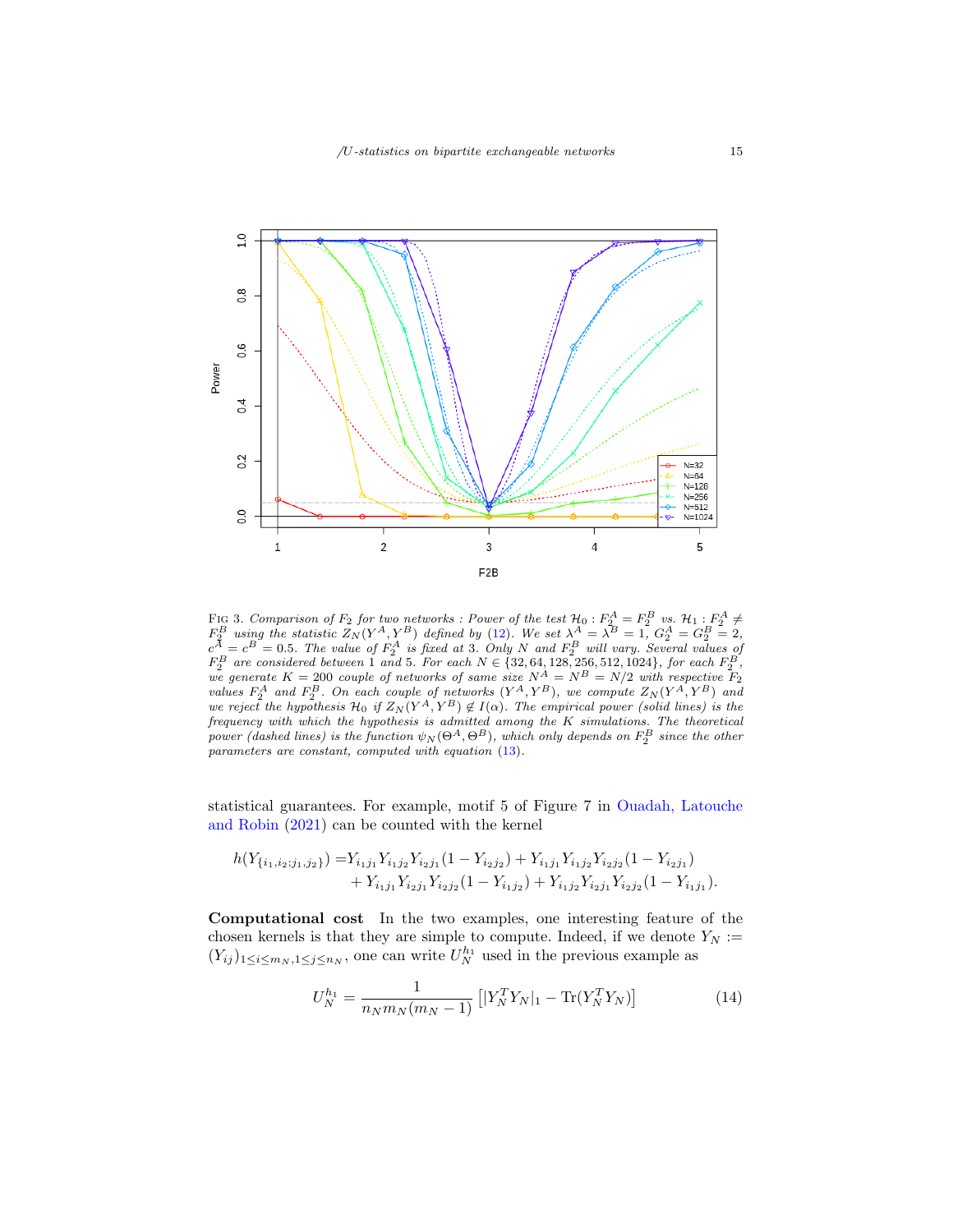FIG 3. *Comparison of $F_2$ for two networks : Power of the test $\mathcal{H}_0 : F_2^A = F_2^B$ vs. $\mathcal{H}_1 : F_2^A \neq F_2^B$ using the statistic $Z_N(Y^A, Y^B)$ defined by (12). We set $\lambda^A = \lambda^B = 1$, $G_2^A = G_2^B = 2$, $c^A = c^B = 0.5$. The value of $F_2^A$ is fixed at 3. Only $N$ and $F_2^B$ will vary. Several values of $F_2^B$ are considered between 1 and 5. For each $N \in \{32, 64, 128, 256, 512, 1024\}$, for each $F_2^B$, we generate $K = 200$ couple of networks of same size $N^A = N^B = N/2$ with respective $F_2$ values $F_2^A$ and $F_2^B$. On each couple of networks $(Y^A, Y^B)$, we compute $Z_N(Y^A, Y^B)$ and we reject the hypothesis $\mathcal{H}_0$ if $Z_N(Y^A, Y^B) \notin I(\alpha)$. The empirical power (solid lines) is the frequency with which the hypothesis is admitted among the $K$ simulations. The theoretical power (dashed lines) is the function $\psi_N(\Theta^A, \Theta^B)$, which only depends on $F_2^B$ since the other parameters are constant, computed with equation (13).*

statistical guarantees. For example, motif 5 of Figure 7 in Ouadah, Latouche and Robin (2021) can be counted with the kernel

$$
\begin{aligned}
h(Y_{\{i_1,i_2;j_1,j_2\}}) =& Y_{i_1j_1}Y_{i_1j_2}Y_{i_2j_1}(1 - Y_{i_2j_2}) + Y_{i_1j_1}Y_{i_1j_2}Y_{i_2j_2}(1 - Y_{i_2j_1}) \\
&+ Y_{i_1j_1}Y_{i_2j_1}Y_{i_2j_2}(1 - Y_{i_1j_2}) + Y_{i_1j_2}Y_{i_2j_1}Y_{i_2j_2}(1 - Y_{i_1j_1}).
\end{aligned}
$$

**Computational cost** In the two examples, one interesting feature of the chosen kernels is that they are simple to compute. Indeed, if we denote $Y_N := (Y_{ij})_{1 \le i \le m_N, 1 \le j \le n_N}$, one can write $U_N^{h_1}$ used in the previous example as

$$
U_N^{h_1} = \frac{1}{n_N m_N (m_N - 1)} \left[ |Y_N^T Y_N|_1 - \mathrm{Tr}(Y_N^T Y_N) \right] \tag{14}
$$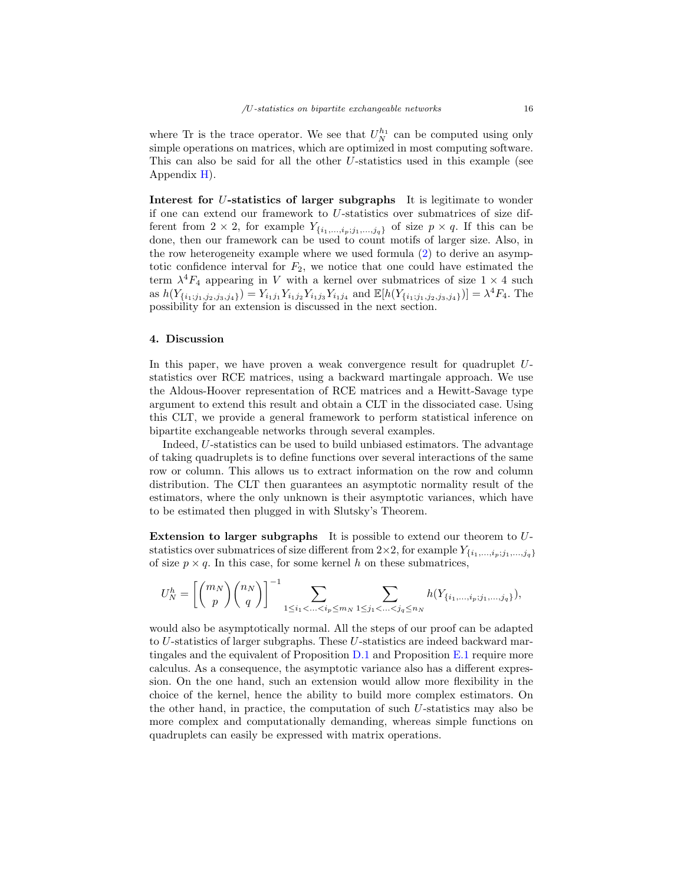where Tr is the trace operator. We see that $U_N^{h_1}$ can be computed using only simple operations on matrices, which are optimized in most computing software. This can also be said for all the other $U$-statistics used in this example (see Appendix H).

**Interest for $U$-statistics of larger subgraphs** It is legitimate to wonder if one can extend our framework to $U$-statistics over submatrices of size different from $2 \times 2$, for example $Y_{\{i_1,\ldots,i_p;j_1,\ldots,j_q\}}$ of size $p \times q$. If this can be done, then our framework can be used to count motifs of larger size. Also, in the row heterogeneity example where we used formula (2) to derive an asymptotic confidence interval for $F_2$, we notice that one could have estimated the term $\lambda^4 F_4$ appearing in $V$ with a kernel over submatrices of size $1 \times 4$ such as $h(Y_{\{i_1;j_1,j_2,j_3,j_4\}}) = Y_{i_1j_1}Y_{i_1j_2}Y_{i_1j_3}Y_{i_1j_4}$ and $\mathbb{E}[h(Y_{\{i_1;j_1,j_2,j_3,j_4\}})] = \lambda^4 F_4$. The possibility for an extension is discussed in the next section.

## 4. Discussion

In this paper, we have proven a weak convergence result for quadruplet $U$-statistics over RCE matrices, using a backward martingale approach. We use the Aldous-Hoover representation of RCE matrices and a Hewitt-Savage type argument to extend this result and obtain a CLT in the dissociated case. Using this CLT, we provide a general framework to perform statistical inference on bipartite exchangeable networks through several examples.

Indeed, $U$-statistics can be used to build unbiased estimators. The advantage of taking quadruplets is to define functions over several interactions of the same row or column. This allows us to extract information on the row and column distribution. The CLT then guarantees an asymptotic normality result of the estimators, where the only unknown is their asymptotic variances, which have to be estimated then plugged in with Slutsky's Theorem.

**Extension to larger subgraphs** It is possible to extend our theorem to $U$-statistics over submatrices of size different from $2\times2$, for example $Y_{\{i_1,\ldots,i_p;j_1,\ldots,j_q\}}$ of size $p \times q$. In this case, for some kernel $h$ on these submatrices,

$$U_N^h = \left[\binom{m_N}{p}\binom{n_N}{q}\right]^{-1} \sum_{1\leq i_1<\ldots<i_p\leq m_N} \sum_{1\leq j_1<\ldots<j_q\leq n_N} h(Y_{\{i_1,\ldots,i_p;j_1,\ldots,j_q\}}),$$

would also be asymptotically normal. All the steps of our proof can be adapted to $U$-statistics of larger subgraphs. These $U$-statistics are indeed backward martingales and the equivalent of Proposition D.1 and Proposition E.1 require more calculus. As a consequence, the asymptotic variance also has a different expression. On the one hand, such an extension would allow more flexibility in the choice of the kernel, hence the ability to build more complex estimators. On the other hand, in practice, the computation of such $U$-statistics may also be more complex and computationally demanding, whereas simple functions on quadruplets can easily be expressed with matrix operations.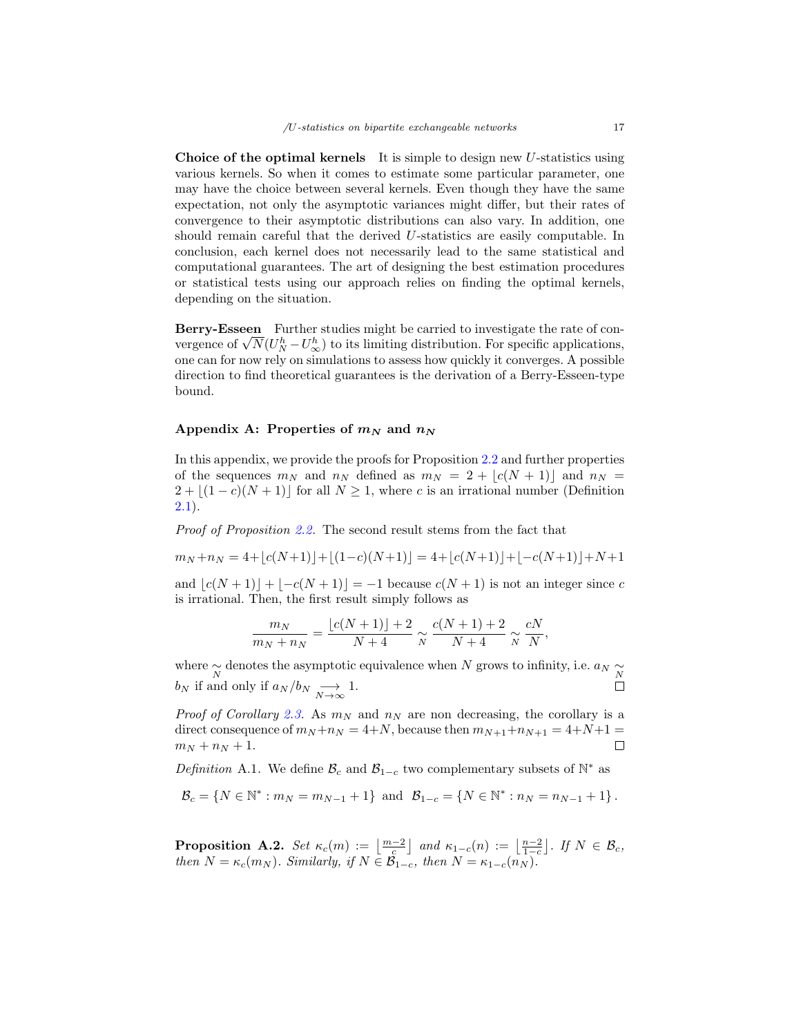**Choice of the optimal kernels** It is simple to design new $U$-statistics using various kernels. So when it comes to estimate some particular parameter, one may have the choice between several kernels. Even though they have the same expectation, not only the asymptotic variances might differ, but their rates of convergence to their asymptotic distributions can also vary. In addition, one should remain careful that the derived $U$-statistics are easily computable. In conclusion, each kernel does not necessarily lead to the same statistical and computational guarantees. The art of designing the best estimation procedures or statistical tests using our approach relies on finding the optimal kernels, depending on the situation.

**Berry-Esseen** Further studies might be carried to investigate the rate of convergence of $\sqrt{N}(U_N^h - U_\infty^h)$ to its limiting distribution. For specific applications, one can for now rely on simulations to assess how quickly it converges. A possible direction to find theoretical guarantees is the derivation of a Berry-Esseen-type bound.

## Appendix A: Properties of $m_N$ and $n_N$

In this appendix, we provide the proofs for Proposition 2.2 and further properties of the sequences $m_N$ and $n_N$ defined as $m_N = 2 + \lfloor c(N+1) \rfloor$ and $n_N = 2 + \lfloor (1-c)(N+1) \rfloor$ for all $N \geq 1$, where $c$ is an irrational number (Definition 2.1).

*Proof of Proposition 2.2.* The second result stems from the fact that

$$m_N + n_N = 4 + \lfloor c(N+1) \rfloor + \lfloor (1-c)(N+1) \rfloor = 4 + \lfloor c(N+1) \rfloor + \lfloor -c(N+1) \rfloor + N + 1$$

and $\lfloor c(N+1) \rfloor + \lfloor -c(N+1) \rfloor = -1$ because $c(N+1)$ is not an integer since $c$ is irrational. Then, the first result simply follows as

$$\frac{m_N}{m_N + n_N} = \frac{\lfloor c(N+1) \rfloor + 2}{N+4} \underset{N}{\sim} \frac{c(N+1) + 2}{N+4} \underset{N}{\sim} \frac{cN}{N},$$

where $\underset{N}{\sim}$ denotes the asymptotic equivalence when $N$ grows to infinity, i.e. $a_N \underset{N}{\sim} b_N$ if and only if $a_N / b_N \underset{N \to \infty}{\longrightarrow} 1$. □

*Proof of Corollary 2.3.* As $m_N$ and $n_N$ are non decreasing, the corollary is a direct consequence of $m_N + n_N = 4 + N$, because then $m_{N+1} + n_{N+1} = 4 + N + 1 = m_N + n_N + 1$. □

*Definition* A.1. We define $\mathcal{B}_c$ and $\mathcal{B}_{1-c}$ two complementary subsets of $\mathbb{N}^*$ as

$$\mathcal{B}_c = \{N \in \mathbb{N}^* : m_N = m_{N-1} + 1\} \text{ and } \mathcal{B}_{1-c} = \{N \in \mathbb{N}^* : n_N = n_{N-1} + 1\}.$$

**Proposition A.2.** *Set $\kappa_c(m) := \left\lfloor \frac{m-2}{c} \right\rfloor$ and $\kappa_{1-c}(n) := \left\lfloor \frac{n-2}{1-c} \right\rfloor$. If $N \in \mathcal{B}_c$, then $N = \kappa_c(m_N)$. Similarly, if $N \in \mathcal{B}_{1-c}$, then $N = \kappa_{1-c}(n_N)$.*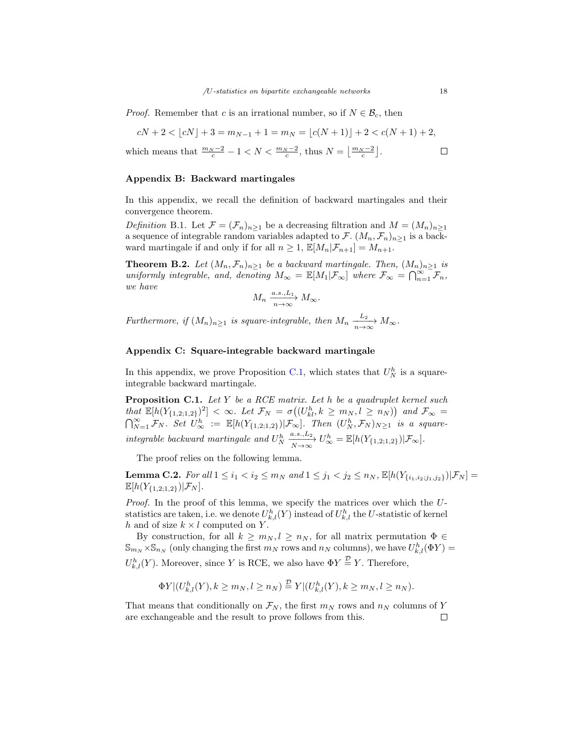*Proof.* Remember that $c$ is an irrational number, so if $N \in \mathcal{B}_c$, then

$$cN + 2 < \lfloor cN \rfloor + 3 = m_{N-1} + 1 = m_N = \lfloor c(N+1) \rfloor + 2 < c(N+1) + 2,$$

which means that $\frac{m_N - 2}{c} - 1 < N < \frac{m_N - 2}{c}$, thus $N = \left\lfloor \frac{m_N - 2}{c} \right\rfloor$. ◻

## Appendix B: Backward martingales

In this appendix, we recall the definition of backward martingales and their convergence theorem.

*Definition* B.1. Let $\mathcal{F} = (\mathcal{F}_n)_{n \geq 1}$ be a decreasing filtration and $M = (M_n)_{n \geq 1}$ a sequence of integrable random variables adapted to $\mathcal{F}$. $(M_n, \mathcal{F}_n)_{n \geq 1}$ is a backward martingale if and only if for all $n \geq 1$, $\mathbb{E}[M_n | \mathcal{F}_{n+1}] = M_{n+1}$.

**Theorem B.2.** *Let $(M_n, \mathcal{F}_n)_{n \geq 1}$ be a backward martingale. Then, $(M_n)_{n \geq 1}$ is uniformly integrable, and, denoting $M_\infty = \mathbb{E}[M_1 | \mathcal{F}_\infty]$ where $\mathcal{F}_\infty = \bigcap_{n=1}^{\infty} \mathcal{F}_n$, we have*

$$M_n \xrightarrow[n \to \infty]{a.s., L_1} M_\infty.$$

*Furthermore, if $(M_n)_{n \geq 1}$ is square-integrable, then $M_n \xrightarrow[n \to \infty]{L_2} M_\infty$.*

## Appendix C: Square-integrable backward martingale

In this appendix, we prove Proposition C.1, which states that $U_N^h$ is a square-integrable backward martingale.

**Proposition C.1.** *Let $Y$ be a RCE matrix. Let $h$ be a quadruplet kernel such that $\mathbb{E}[h(Y_{\{1,2;1,2\}})^2] < \infty$. Let $\mathcal{F}_N = \sigma\big((U_{kl}^h, k \geq m_N, l \geq n_N)\big)$ and $\mathcal{F}_\infty = \bigcap_{N=1}^{\infty} \mathcal{F}_N$. Set $U_\infty^h := \mathbb{E}[h(Y_{\{1,2;1,2\}}) | \mathcal{F}_\infty]$. Then $(U_N^h, \mathcal{F}_N)_{N \geq 1}$ is a square-integrable backward martingale and $U_N^h \xrightarrow[N \to \infty]{a.s., L_2} U_\infty^h = \mathbb{E}[h(Y_{\{1,2;1,2\}}) | \mathcal{F}_\infty]$.*

The proof relies on the following lemma.

**Lemma C.2.** *For all $1 \leq i_1 < i_2 \leq m_N$ and $1 \leq j_1 < j_2 \leq n_N$, $\mathbb{E}[h(Y_{\{i_1,i_2;j_1,j_2\}}) | \mathcal{F}_N] = \mathbb{E}[h(Y_{\{1,2;1,2\}}) | \mathcal{F}_N]$.*

*Proof.* In the proof of this lemma, we specify the matrices over which the $U$-statistics are taken, i.e. we denote $U_{k,l}^h(Y)$ instead of $U_{k,l}^h$ the $U$-statistic of kernel $h$ and of size $k \times l$ computed on $Y$.

By construction, for all $k \geq m_N, l \geq n_N$, for all matrix permutation $\Phi \in \mathbb{S}_{m_N} \times \mathbb{S}_{n_N}$ (only changing the first $m_N$ rows and $n_N$ columns), we have $U_{k,l}^h(\Phi Y) = U_{k,l}^h(Y)$. Moreover, since $Y$ is RCE, we also have $\Phi Y \overset{\mathcal{D}}{=} Y$. Therefore,

$$\Phi Y | (U_{k,l}^h(Y), k \geq m_N, l \geq n_N) \overset{\mathcal{D}}{=} Y | (U_{k,l}^h(Y), k \geq m_N, l \geq n_N).$$

That means that conditionally on $\mathcal{F}_N$, the first $m_N$ rows and $n_N$ columns of $Y$ are exchangeable and the result to prove follows from this. ◻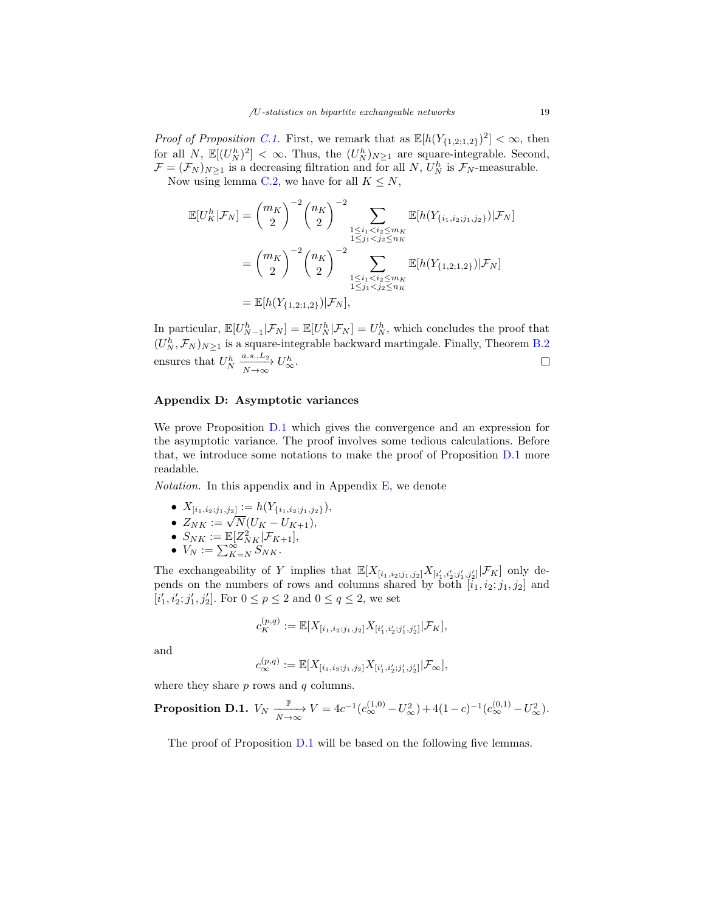*Proof of Proposition C.1.* First, we remark that as $\mathbb{E}[h(Y_{\{1,2;1,2\}})^2] < \infty$, then for all $N$, $\mathbb{E}[(U_N^h)^2] < \infty$. Thus, the $(U_N^h)_{N\geq 1}$ are square-integrable. Second, $\mathcal{F} = (\mathcal{F}_N)_{N\geq 1}$ is a decreasing filtration and for all $N$, $U_N^h$ is $\mathcal{F}_N$-measurable.

Now using lemma C.2, we have for all $K \leq N$,

$$
\begin{aligned}
\mathbb{E}[U_K^h|\mathcal{F}_N] &= \binom{m_K}{2}^{-2}\binom{n_K}{2}^{-2} \sum_{\substack{1\leq i_1<i_2\leq m_K\\ 1\leq j_1<j_2\leq n_K}} \mathbb{E}[h(Y_{\{i_1,i_2;j_1,j_2\}})|\mathcal{F}_N] \\
&= \binom{m_K}{2}^{-2}\binom{n_K}{2}^{-2} \sum_{\substack{1\leq i_1<i_2\leq m_K\\ 1\leq j_1<j_2\leq n_K}} \mathbb{E}[h(Y_{\{1,2;1,2\}})|\mathcal{F}_N] \\
&= \mathbb{E}[h(Y_{\{1,2;1,2\}})|\mathcal{F}_N],
\end{aligned}
$$

In particular, $\mathbb{E}[U_{N-1}^h|\mathcal{F}_N] = \mathbb{E}[U_N^h|\mathcal{F}_N] = U_N^h$, which concludes the proof that $(U_N^h, \mathcal{F}_N)_{N\geq 1}$ is a square-integrable backward martingale. Finally, Theorem B.2 ensures that $U_N^h \xrightarrow[N\to\infty]{a.s., L_2} U_\infty^h$. □

## Appendix D: Asymptotic variances

We prove Proposition D.1 which gives the convergence and an expression for the asymptotic variance. The proof involves some tedious calculations. Before that, we introduce some notations to make the proof of Proposition D.1 more readable.

*Notation.* In this appendix and in Appendix E, we denote

- $X_{[i_1,i_2;j_1,j_2]} := h(Y_{\{i_1,i_2;j_1,j_2\}})$,
- $Z_{NK} := \sqrt{N}(U_K - U_{K+1})$,
- $S_{NK} := \mathbb{E}[Z_{NK}^2|\mathcal{F}_{K+1}]$,
- $V_N := \sum_{K=N}^{\infty} S_{NK}$.

The exchangeability of $Y$ implies that $\mathbb{E}[X_{[i_1,i_2;j_1,j_2]}X_{[i'_1,i'_2;j'_1,j'_2]}|\mathcal{F}_K]$ only depends on the numbers of rows and columns shared by both $[i_1,i_2;j_1,j_2]$ and $[i'_1,i'_2;j'_1,j'_2]$. For $0 \leq p \leq 2$ and $0 \leq q \leq 2$, we set

$$
c_K^{(p,q)} := \mathbb{E}[X_{[i_1,i_2;j_1,j_2]}X_{[i'_1,i'_2;j'_1,j'_2]}|\mathcal{F}_K],
$$

and

$$
c_\infty^{(p,q)} := \mathbb{E}[X_{[i_1,i_2;j_1,j_2]}X_{[i'_1,i'_2;j'_1,j'_2]}|\mathcal{F}_\infty],
$$

where they share $p$ rows and $q$ columns.

**Proposition D.1.** $V_N \xrightarrow[N\to\infty]{\mathbb{P}} V = 4c^{-1}(c_\infty^{(1,0)} - U_\infty^2) + 4(1-c)^{-1}(c_\infty^{(0,1)} - U_\infty^2)$.

The proof of Proposition D.1 will be based on the following five lemmas.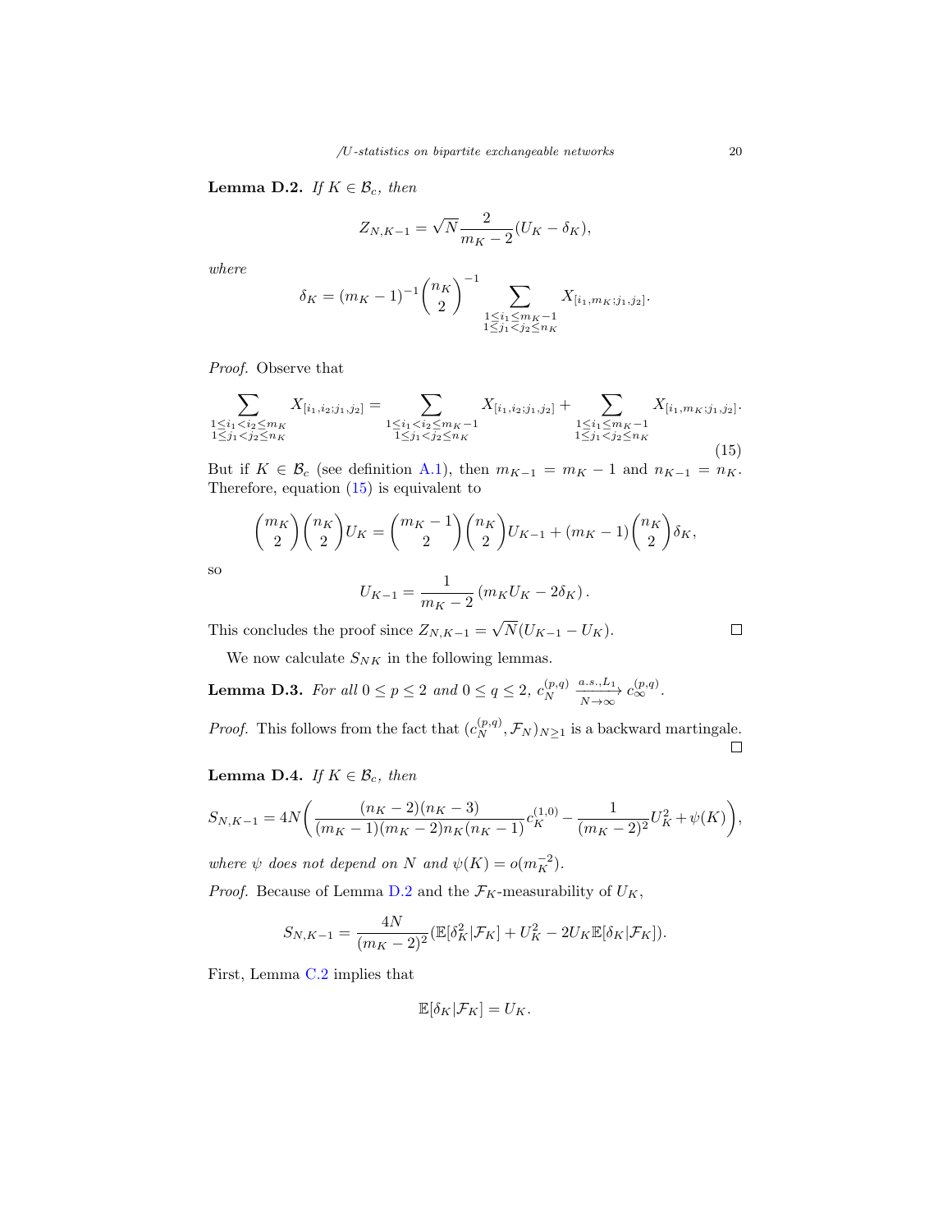**Lemma D.2.** *If $K \in \mathcal{B}_c$, then*

$$Z_{N,K-1} = \sqrt{N}\frac{2}{m_K - 2}(U_K - \delta_K),$$

*where*

$$\delta_K = (m_K - 1)^{-1}\binom{n_K}{2}^{-1} \sum_{\substack{1 \le i_1 \le m_K - 1 \\ 1 \le j_1 < j_2 \le n_K}} X_{[i_1, m_K; j_1, j_2]}.$$

*Proof.* Observe that

$$\sum_{\substack{1 \le i_1 < i_2 \le m_K \\ 1 \le j_1 < j_2 \le n_K}} X_{[i_1,i_2;j_1,j_2]} = \sum_{\substack{1 \le i_1 < i_2 \le m_K - 1 \\ 1 \le j_1 < j_2 \le n_K}} X_{[i_1,i_2;j_1,j_2]} + \sum_{\substack{1 \le i_1 \le m_K - 1 \\ 1 \le j_1 < j_2 \le n_K}} X_{[i_1,m_K;j_1,j_2]}. \tag{15}$$

But if $K \in \mathcal{B}_c$ (see definition A.1), then $m_{K-1} = m_K - 1$ and $n_{K-1} = n_K$. Therefore, equation (15) is equivalent to

$$\binom{m_K}{2}\binom{n_K}{2} U_K = \binom{m_K - 1}{2}\binom{n_K}{2} U_{K-1} + (m_K - 1)\binom{n_K}{2}\delta_K,$$

so

$$U_{K-1} = \frac{1}{m_K - 2}\left(m_K U_K - 2\delta_K\right).$$

This concludes the proof since $Z_{N,K-1} = \sqrt{N}(U_{K-1} - U_K)$. $\square$

We now calculate $S_{NK}$ in the following lemmas.

**Lemma D.3.** *For all $0 \le p \le 2$ and $0 \le q \le 2$, $c_N^{(p,q)} \xrightarrow[N\to\infty]{a.s., L_1} c_\infty^{(p,q)}$.*

*Proof.* This follows from the fact that $(c_N^{(p,q)}, \mathcal{F}_N)_{N \ge 1}$ is a backward martingale. $\square$

**Lemma D.4.** *If $K \in \mathcal{B}_c$, then*

$$S_{N,K-1} = 4N\left(\frac{(n_K - 2)(n_K - 3)}{(m_K - 1)(m_K - 2)n_K(n_K - 1)} c_K^{(1,0)} - \frac{1}{(m_K - 2)^2}U_K^2 + \psi(K)\right),$$

*where $\psi$ does not depend on $N$ and $\psi(K) = o(m_K^{-2})$.*

*Proof.* Because of Lemma D.2 and the $\mathcal{F}_K$-measurability of $U_K$,

$$S_{N,K-1} = \frac{4N}{(m_K - 2)^2}(\mathbb{E}[\delta_K^2|\mathcal{F}_K] + U_K^2 - 2U_K\mathbb{E}[\delta_K|\mathcal{F}_K]).$$

First, Lemma C.2 implies that

$$\mathbb{E}[\delta_K|\mathcal{F}_K] = U_K.$$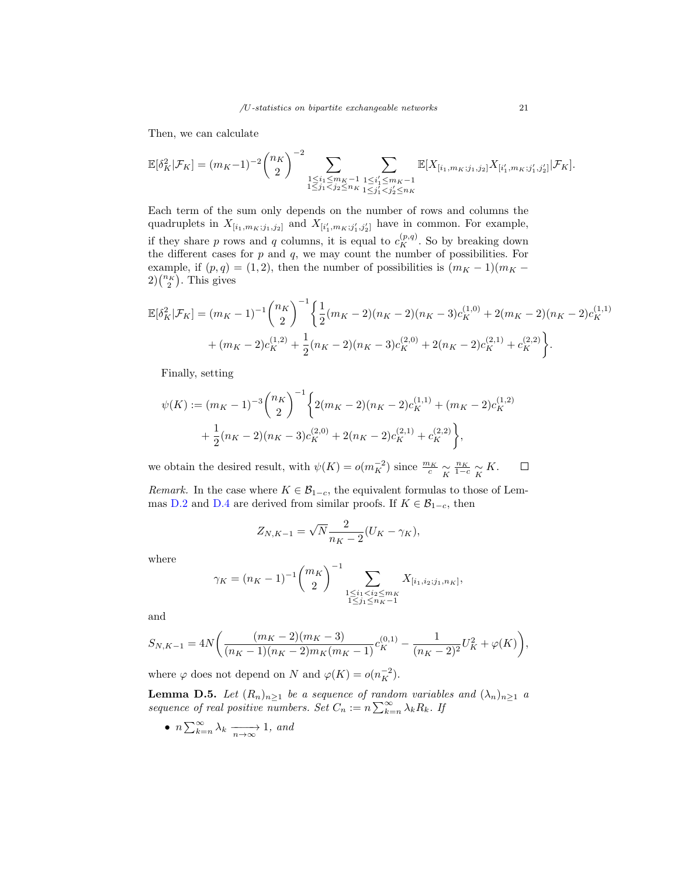Then, we can calculate

$$\mathbb{E}[\delta_K^2|\mathcal{F}_K] = (m_K-1)^{-2}\binom{n_K}{2}^{-2} \sum_{\substack{1\leq i_1\leq m_K-1\\ 1\leq j_1<j_2\leq n_K}} \sum_{\substack{1\leq i_1'\leq m_K-1\\ 1\leq j_1'<j_2'\leq n_K}} \mathbb{E}[X_{[i_1,m_K;j_1,j_2]}X_{[i_1',m_K;j_1',j_2']}|\mathcal{F}_K].$$

Each term of the sum only depends on the number of rows and columns the quadruplets in $X_{[i_1,m_K;j_1,j_2]}$ and $X_{[i_1',m_K;j_1',j_2']}$ have in common. For example, if they share $p$ rows and $q$ columns, it is equal to $c_K^{(p,q)}$. So by breaking down the different cases for $p$ and $q$, we may count the number of possibilities. For example, if $(p,q) = (1,2)$, then the number of possibilities is $(m_K-1)(m_K-2)\binom{n_K}{2}$. This gives

$$\begin{aligned}\mathbb{E}[\delta_K^2|\mathcal{F}_K] = (m_K-1)^{-1}\binom{n_K}{2}^{-1}\bigg\{&\frac{1}{2}(m_K-2)(n_K-2)(n_K-3)c_K^{(1,0)} + 2(m_K-2)(n_K-2)c_K^{(1,1)} \\ &+ (m_K-2)c_K^{(1,2)} + \frac{1}{2}(n_K-2)(n_K-3)c_K^{(2,0)} + 2(n_K-2)c_K^{(2,1)} + c_K^{(2,2)}\bigg\}.\end{aligned}$$

Finally, setting

$$\begin{aligned}\psi(K) := (m_K-1)^{-3}\binom{n_K}{2}^{-1}\bigg\{&2(m_K-2)(n_K-2)c_K^{(1,1)} + (m_K-2)c_K^{(1,2)} \\ &+ \frac{1}{2}(n_K-2)(n_K-3)c_K^{(2,0)} + 2(n_K-2)c_K^{(2,1)} + c_K^{(2,2)}\bigg\},\end{aligned}$$

we obtain the desired result, with $\psi(K) = o(m_K^{-2})$ since $\frac{m_K}{c} \underset{K}{\sim} \frac{n_K}{1-c} \underset{K}{\sim} K$. $\square$

*Remark.* In the case where $K \in \mathcal{B}_{1-c}$, the equivalent formulas to those of Lemmas D.2 and D.4 are derived from similar proofs. If $K \in \mathcal{B}_{1-c}$, then

$$Z_{N,K-1} = \sqrt{N}\frac{2}{n_K-2}(U_K - \gamma_K),$$

where

$$\gamma_K = (n_K-1)^{-1}\binom{m_K}{2}^{-1} \sum_{\substack{1\leq i_1<i_2\leq m_K\\ 1\leq j_1\leq n_K-1}} X_{[i_1,i_2;j_1,n_K]},$$

and

$$S_{N,K-1} = 4N\bigg(\frac{(m_K-2)(m_K-3)}{(n_K-1)(n_K-2)m_K(m_K-1)}c_K^{(0,1)} - \frac{1}{(n_K-2)^2}U_K^2 + \varphi(K)\bigg),$$

where $\varphi$ does not depend on $N$ and $\varphi(K) = o(n_K^{-2})$.

**Lemma D.5.** *Let $(R_n)_{n\geq 1}$ be a sequence of random variables and $(\lambda_n)_{n\geq 1}$ a sequence of real positive numbers. Set $C_n := n\sum_{k=n}^{\infty}\lambda_k R_k$. If*

- $n\sum_{k=n}^{\infty}\lambda_k \xrightarrow[n\to\infty]{} 1$, *and*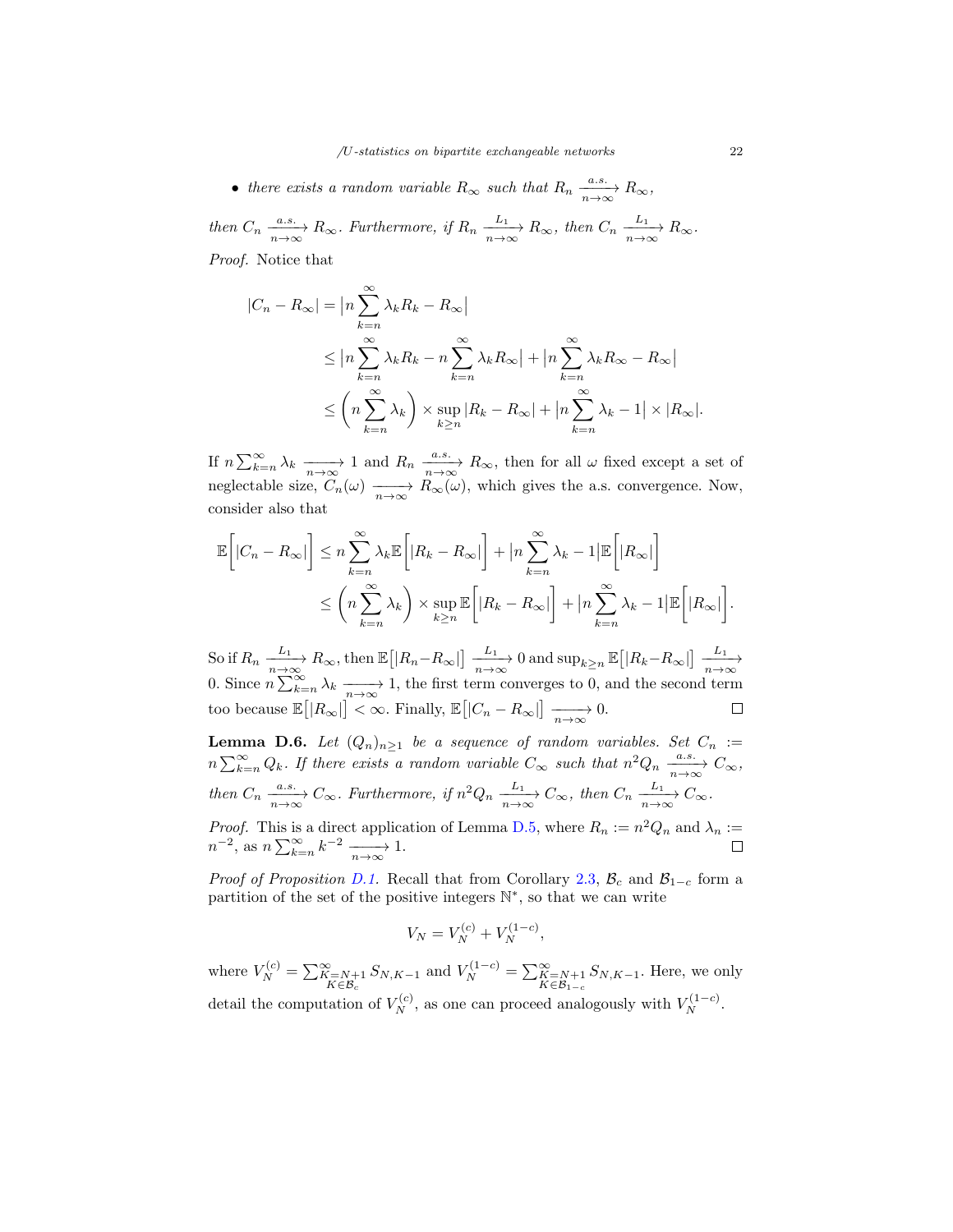- *there exists a random variable $R_\infty$ such that $R_n \xrightarrow[n\to\infty]{a.s.} R_\infty$,*

*then $C_n \xrightarrow[n\to\infty]{a.s.} R_\infty$. Furthermore, if $R_n \xrightarrow[n\to\infty]{L_1} R_\infty$, then $C_n \xrightarrow[n\to\infty]{L_1} R_\infty$.*

*Proof.* Notice that

$$
\begin{aligned}
|C_n - R_\infty| &= \big|n \sum_{k=n}^{\infty} \lambda_k R_k - R_\infty\big| \\
&\leq \big|n \sum_{k=n}^{\infty} \lambda_k R_k - n \sum_{k=n}^{\infty} \lambda_k R_\infty\big| + \big|n \sum_{k=n}^{\infty} \lambda_k R_\infty - R_\infty\big| \\
&\leq \left(n \sum_{k=n}^{\infty} \lambda_k\right) \times \sup_{k\geq n} |R_k - R_\infty| + \big|n \sum_{k=n}^{\infty} \lambda_k - 1\big| \times |R_\infty|.
\end{aligned}
$$

If $n \sum_{k=n}^{\infty} \lambda_k \xrightarrow[n\to\infty]{} 1$ and $R_n \xrightarrow[n\to\infty]{a.s.} R_\infty$, then for all $\omega$ fixed except a set of neglectable size, $C_n(\omega) \xrightarrow[n\to\infty]{} R_\infty(\omega)$, which gives the a.s. convergence. Now, consider also that

$$
\begin{aligned}
\mathbb{E}\Big[|C_n - R_\infty|\Big] &\leq n \sum_{k=n}^{\infty} \lambda_k \mathbb{E}\Big[|R_k - R_\infty|\Big] + \big|n \sum_{k=n}^{\infty} \lambda_k - 1\big| \mathbb{E}\Big[|R_\infty|\Big] \\
&\leq \left(n \sum_{k=n}^{\infty} \lambda_k\right) \times \sup_{k\geq n} \mathbb{E}\Big[|R_k - R_\infty|\Big] + \big|n \sum_{k=n}^{\infty} \lambda_k - 1\big| \mathbb{E}\Big[|R_\infty|\Big].
\end{aligned}
$$

So if $R_n \xrightarrow[n\to\infty]{L_1} R_\infty$, then $\mathbb{E}\big[|R_n - R_\infty|\big] \xrightarrow[n\to\infty]{L_1} 0$ and $\sup_{k\geq n} \mathbb{E}\big[|R_k - R_\infty|\big] \xrightarrow[n\to\infty]{L_1} 0$. Since $n \sum_{k=n}^{\infty} \lambda_k \xrightarrow[n\to\infty]{} 1$, the first term converges to 0, and the second term too because $\mathbb{E}\big[|R_\infty|\big] < \infty$. Finally, $\mathbb{E}\big[|C_n - R_\infty|\big] \xrightarrow[n\to\infty]{} 0$. $\square$

**Lemma D.6.** *Let $(Q_n)_{n\geq 1}$ be a sequence of random variables. Set $C_n := n \sum_{k=n}^{\infty} Q_k$. If there exists a random variable $C_\infty$ such that $n^2 Q_n \xrightarrow[n\to\infty]{a.s.} C_\infty$, then $C_n \xrightarrow[n\to\infty]{a.s.} C_\infty$. Furthermore, if $n^2 Q_n \xrightarrow[n\to\infty]{L_1} C_\infty$, then $C_n \xrightarrow[n\to\infty]{L_1} C_\infty$.*

*Proof.* This is a direct application of Lemma D.5, where $R_n := n^2 Q_n$ and $\lambda_n := n^{-2}$, as $n \sum_{k=n}^{\infty} k^{-2} \xrightarrow[n\to\infty]{} 1$. $\square$

*Proof of Proposition D.1.* Recall that from Corollary 2.3, $\mathcal{B}_c$ and $\mathcal{B}_{1-c}$ form a partition of the set of the positive integers $\mathbb{N}^*$, so that we can write

$$
V_N = V_N^{(c)} + V_N^{(1-c)},
$$

where $V_N^{(c)} = \sum_{\substack{K=N+1 \\ K\in\mathcal{B}_c}}^{\infty} S_{N,K-1}$ and $V_N^{(1-c)} = \sum_{\substack{K=N+1 \\ K\in\mathcal{B}_{1-c}}}^{\infty} S_{N,K-1}$. Here, we only detail the computation of $V_N^{(c)}$, as one can proceed analogously with $V_N^{(1-c)}$.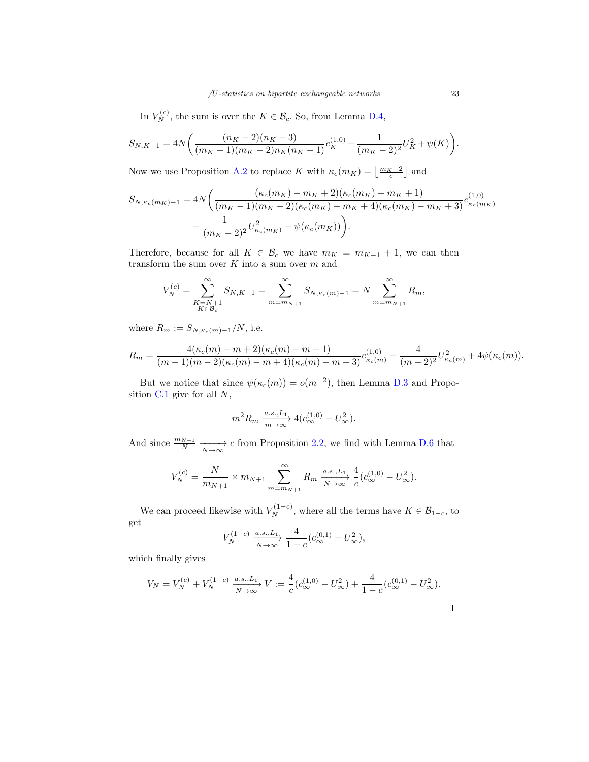In $V_N^{(c)}$, the sum is over the $K \in \mathcal{B}_c$. So, from Lemma D.4,

$$S_{N,K-1} = 4N\bigg(\frac{(n_K-2)(n_K-3)}{(m_K-1)(m_K-2)n_K(n_K-1)}c_K^{(1,0)} - \frac{1}{(m_K-2)^2}U_K^2 + \psi(K)\bigg).$$

Now we use Proposition A.2 to replace $K$ with $\kappa_c(m_K) = \big\lfloor \frac{m_K-2}{c} \big\rfloor$ and

$$\begin{aligned} S_{N,\kappa_c(m_K)-1} = 4N\bigg(&\frac{(\kappa_c(m_K)-m_K+2)(\kappa_c(m_K)-m_K+1)}{(m_K-1)(m_K-2)(\kappa_c(m_K)-m_K+4)(\kappa_c(m_K)-m_K+3)}c_{\kappa_c(m_K)}^{(1,0)} \\ &- \frac{1}{(m_K-2)^2}U_{\kappa_c(m_K)}^2 + \psi(\kappa_c(m_K))\bigg). \end{aligned}$$

Therefore, because for all $K \in \mathcal{B}_c$ we have $m_K = m_{K-1}+1$, we can then transform the sum over $K$ into a sum over $m$ and

$$V_N^{(c)} = \sum_{\substack{K=N+1\\K\in\mathcal{B}_c}}^{\infty} S_{N,K-1} = \sum_{m=m_{N+1}}^{\infty} S_{N,\kappa_c(m)-1} = N\sum_{m=m_{N+1}}^{\infty} R_m,$$

where $R_m := S_{N,\kappa_c(m)-1}/N$, i.e.

$$R_m = \frac{4(\kappa_c(m)-m+2)(\kappa_c(m)-m+1)}{(m-1)(m-2)(\kappa_c(m)-m+4)(\kappa_c(m)-m+3)}c_{\kappa_c(m)}^{(1,0)} - \frac{4}{(m-2)^2}U_{\kappa_c(m)}^2 + 4\psi(\kappa_c(m)).$$

But we notice that since $\psi(\kappa_c(m)) = o(m^{-2})$, then Lemma D.3 and Proposition C.1 give for all $N$,

$$m^2 R_m \xrightarrow[m\to\infty]{a.s.,L_1} 4(c_\infty^{(1,0)} - U_\infty^2).$$

And since $\frac{m_{N+1}}{N} \xrightarrow[N\to\infty]{} c$ from Proposition 2.2, we find with Lemma D.6 that

$$V_N^{(c)} = \frac{N}{m_{N+1}} \times m_{N+1}\sum_{m=m_{N+1}}^{\infty} R_m \xrightarrow[N\to\infty]{a.s.,L_1} \frac{4}{c}(c_\infty^{(1,0)} - U_\infty^2).$$

We can proceed likewise with $V_N^{(1-c)}$, where all the terms have $K \in \mathcal{B}_{1-c}$, to get

$$V_N^{(1-c)} \xrightarrow[N\to\infty]{a.s.,L_1} \frac{4}{1-c}(c_\infty^{(0,1)} - U_\infty^2),$$

which finally gives

$$V_N = V_N^{(c)} + V_N^{(1-c)} \xrightarrow[N\to\infty]{a.s.,L_1} V := \frac{4}{c}(c_\infty^{(1,0)} - U_\infty^2) + \frac{4}{1-c}(c_\infty^{(0,1)} - U_\infty^2).$$

□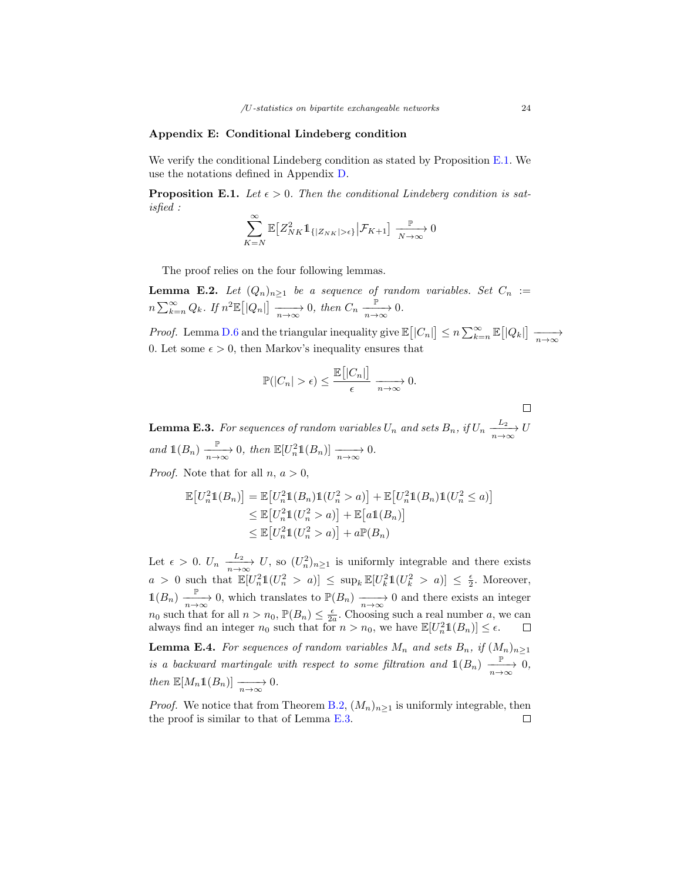## Appendix E: Conditional Lindeberg condition

We verify the conditional Lindeberg condition as stated by Proposition E.1. We use the notations defined in Appendix D.

**Proposition E.1.** *Let $\epsilon > 0$. Then the conditional Lindeberg condition is satisfied :*

$$\sum_{K=N}^{\infty} \mathbb{E}\big[Z_{NK}^2 \mathbb{1}_{\{|Z_{NK}|>\epsilon\}}\big|\mathcal{F}_{K+1}\big] \xrightarrow[N\to\infty]{\mathbb{P}} 0$$

The proof relies on the four following lemmas.

**Lemma E.2.** *Let $(Q_n)_{n\geq 1}$ be a sequence of random variables. Set $C_n := n\sum_{k=n}^{\infty} Q_k$. If $n^2\mathbb{E}\big[|Q_n|\big] \xrightarrow[n\to\infty]{} 0$, then $C_n \xrightarrow[n\to\infty]{\mathbb{P}} 0$.*

*Proof.* Lemma D.6 and the triangular inequality give $\mathbb{E}\big[|C_n|\big] \leq n\sum_{k=n}^{\infty}\mathbb{E}\big[|Q_k|\big] \xrightarrow[n\to\infty]{} 0$. Let some $\epsilon > 0$, then Markov's inequality ensures that

$$\mathbb{P}(|C_n| > \epsilon) \leq \frac{\mathbb{E}\big[|C_n|\big]}{\epsilon} \xrightarrow[n\to\infty]{} 0.$$

□

**Lemma E.3.** *For sequences of random variables $U_n$ and sets $B_n$, if $U_n \xrightarrow[n\to\infty]{L_2} U$ and $\mathbb{1}(B_n) \xrightarrow[n\to\infty]{\mathbb{P}} 0$, then $\mathbb{E}[U_n^2\mathbb{1}(B_n)] \xrightarrow[n\to\infty]{} 0$.*

*Proof.* Note that for all $n$, $a > 0$,

$$\begin{aligned}
\mathbb{E}\big[U_n^2\mathbb{1}(B_n)\big] &= \mathbb{E}\big[U_n^2\mathbb{1}(B_n)\mathbb{1}(U_n^2 > a)\big] + \mathbb{E}\big[U_n^2\mathbb{1}(B_n)\mathbb{1}(U_n^2 \leq a)\big] \\
&\leq \mathbb{E}\big[U_n^2\mathbb{1}(U_n^2 > a)\big] + \mathbb{E}\big[a\mathbb{1}(B_n)\big] \\
&\leq \mathbb{E}\big[U_n^2\mathbb{1}(U_n^2 > a)\big] + a\mathbb{P}(B_n)
\end{aligned}$$

Let $\epsilon > 0$. $U_n \xrightarrow[n\to\infty]{L_2} U$, so $(U_n^2)_{n\geq 1}$ is uniformly integrable and there exists $a > 0$ such that $\mathbb{E}[U_n^2\mathbb{1}(U_n^2 > a)] \leq \sup_k \mathbb{E}[U_k^2\mathbb{1}(U_k^2 > a)] \leq \frac{\epsilon}{2}$. Moreover, $\mathbb{1}(B_n) \xrightarrow[n\to\infty]{\mathbb{P}} 0$, which translates to $\mathbb{P}(B_n) \xrightarrow[n\to\infty]{} 0$ and there exists an integer $n_0$ such that for all $n > n_0$, $\mathbb{P}(B_n) \leq \frac{\epsilon}{2a}$. Choosing such a real number $a$, we can always find an integer $n_0$ such that for $n > n_0$, we have $\mathbb{E}[U_n^2\mathbb{1}(B_n)] \leq \epsilon$. □

**Lemma E.4.** *For sequences of random variables $M_n$ and sets $B_n$, if $(M_n)_{n\geq 1}$ is a backward martingale with respect to some filtration and $\mathbb{1}(B_n) \xrightarrow[n\to\infty]{\mathbb{P}} 0$, then $\mathbb{E}[M_n\mathbb{1}(B_n)] \xrightarrow[n\to\infty]{} 0$.*

*Proof.* We notice that from Theorem B.2, $(M_n)_{n\geq 1}$ is uniformly integrable, then the proof is similar to that of Lemma E.3. □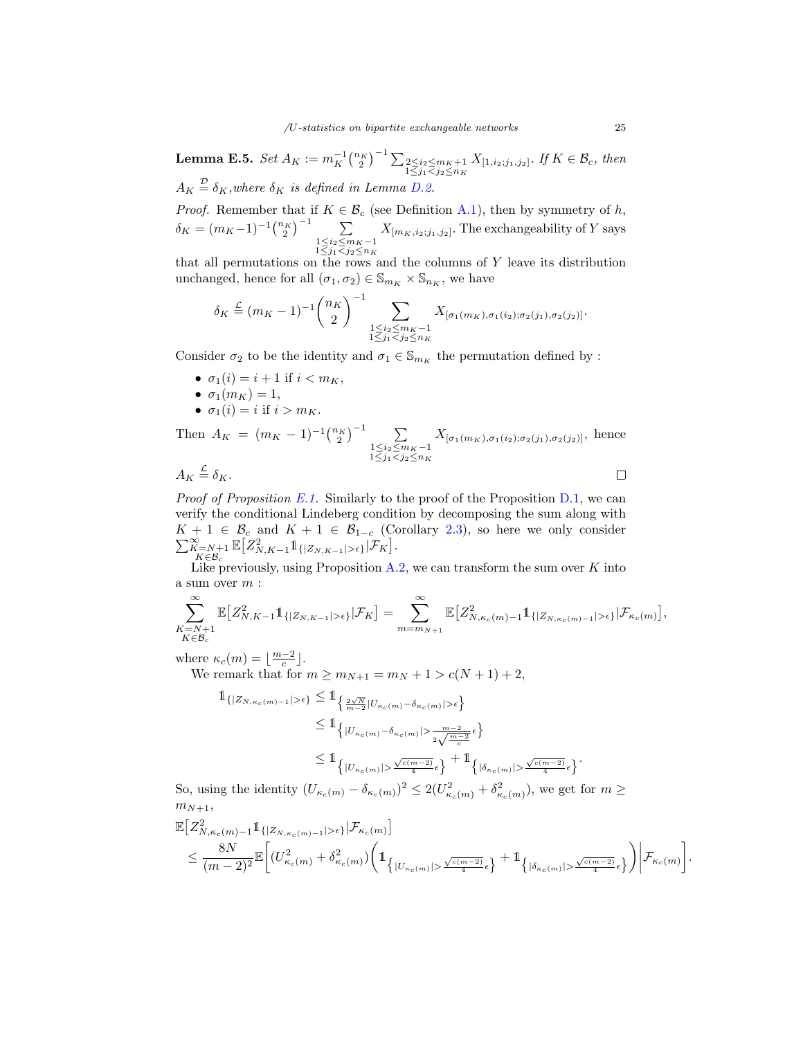**Lemma E.5.** *Set* $A_K := m_K^{-1}\binom{n_K}{2}^{-1}\sum_{\substack{2\le i_2\le m_K+1\\ 1\le j_1<j_2\le n_K}} X_{[1,i_2;j_1,j_2]}$. *If* $K\in\mathcal{B}_c$, *then* $A_K \overset{\mathcal{D}}{=} \delta_K$, *where* $\delta_K$ *is defined in Lemma D.2.*

*Proof.* Remember that if $K\in\mathcal{B}_c$ (see Definition A.1), then by symmetry of $h$, $\delta_K = (m_K-1)^{-1}\binom{n_K}{2}^{-1}\sum_{\substack{1\le i_2\le m_K-1\\ 1\le j_1<j_2\le n_K}} X_{[m_K,i_2;j_1,j_2]}$. The exchangeability of $Y$ says that all permutations on the rows and the columns of $Y$ leave its distribution unchanged, hence for all $(\sigma_1,\sigma_2)\in\mathbb{S}_{m_K}\times\mathbb{S}_{n_K}$, we have

$$\delta_K \overset{\mathcal{L}}{=} (m_K-1)^{-1}\binom{n_K}{2}^{-1}\sum_{\substack{1\le i_2\le m_K-1\\ 1\le j_1<j_2\le n_K}} X_{[\sigma_1(m_K),\sigma_1(i_2);\sigma_2(j_1),\sigma_2(j_2)]}.$$

Consider $\sigma_2$ to be the identity and $\sigma_1\in\mathbb{S}_{m_K}$ the permutation defined by :

- $\sigma_1(i)=i+1$ if $i<m_K$,
- $\sigma_1(m_K)=1$,
- $\sigma_1(i)=i$ if $i>m_K$.

Then $A_K = (m_K-1)^{-1}\binom{n_K}{2}^{-1}\sum_{\substack{1\le i_2\le m_K-1\\ 1\le j_1<j_2\le n_K}} X_{[\sigma_1(m_K),\sigma_1(i_2);\sigma_2(j_1),\sigma_2(j_2)]}$, hence $A_K \overset{\mathcal{L}}{=} \delta_K$. $\square$

*Proof of Proposition E.1.* Similarly to the proof of the Proposition D.1, we can verify the conditional Lindeberg condition by decomposing the sum along with $K+1\in\mathcal{B}_c$ and $K+1\in\mathcal{B}_{1-c}$ (Corollary 2.3), so here we only consider $\sum_{\substack{K=N+1\\ K\in\mathcal{B}_c}}^{\infty}\mathbb{E}\big[Z_{N,K-1}^2\mathbb{1}_{\{|Z_{N,K-1}|>\epsilon\}}|\mathcal{F}_K\big]$.

Like previously, using Proposition A.2, we can transform the sum over $K$ into a sum over $m$ :

$$\sum_{\substack{K=N+1\\ K\in\mathcal{B}_c}}^{\infty}\mathbb{E}\big[Z_{N,K-1}^2\mathbb{1}_{\{|Z_{N,K-1}|>\epsilon\}}|\mathcal{F}_K\big] = \sum_{m=m_{N+1}}^{\infty}\mathbb{E}\big[Z_{N,\kappa_c(m)-1}^2\mathbb{1}_{\{|Z_{N,\kappa_c(m)-1}|>\epsilon\}}|\mathcal{F}_{\kappa_c(m)}\big],$$

where $\kappa_c(m)=\lfloor\frac{m-2}{c}\rfloor$.

We remark that for $m\ge m_{N+1}=m_N+1>c(N+1)+2$,

$$\begin{aligned}
\mathbb{1}_{\{|Z_{N,\kappa_c(m)-1}|>\epsilon\}} &\le \mathbb{1}_{\left\{\frac{2\sqrt{N}}{m-2}|U_{\kappa_c(m)}-\delta_{\kappa_c(m)}|>\epsilon\right\}}\\
&\le \mathbb{1}_{\left\{|U_{\kappa_c(m)}-\delta_{\kappa_c(m)}|>\frac{m-2}{2\sqrt{\frac{m-2}{c}}}\epsilon\right\}}\\
&\le \mathbb{1}_{\left\{|U_{\kappa_c(m)}|>\frac{\sqrt{c(m-2)}}{4}\epsilon\right\}} + \mathbb{1}_{\left\{|\delta_{\kappa_c(m)}|>\frac{\sqrt{c(m-2)}}{4}\epsilon\right\}}.
\end{aligned}$$

So, using the identity $(U_{\kappa_c(m)}-\delta_{\kappa_c(m)})^2\le 2(U_{\kappa_c(m)}^2+\delta_{\kappa_c(m)}^2)$, we get for $m\ge m_{N+1}$,

$$\begin{aligned}
&\mathbb{E}\big[Z_{N,\kappa_c(m)-1}^2\mathbb{1}_{\{|Z_{N,\kappa_c(m)-1}|>\epsilon\}}|\mathcal{F}_{\kappa_c(m)}\big]\\
&\le \frac{8N}{(m-2)^2}\mathbb{E}\left[(U_{\kappa_c(m)}^2+\delta_{\kappa_c(m)}^2)\left(\mathbb{1}_{\left\{|U_{\kappa_c(m)}|>\frac{\sqrt{c(m-2)}}{4}\epsilon\right\}} + \mathbb{1}_{\left\{|\delta_{\kappa_c(m)}|>\frac{\sqrt{c(m-2)}}{4}\epsilon\right\}}\right)\middle|\mathcal{F}_{\kappa_c(m)}\right].
\end{aligned}$$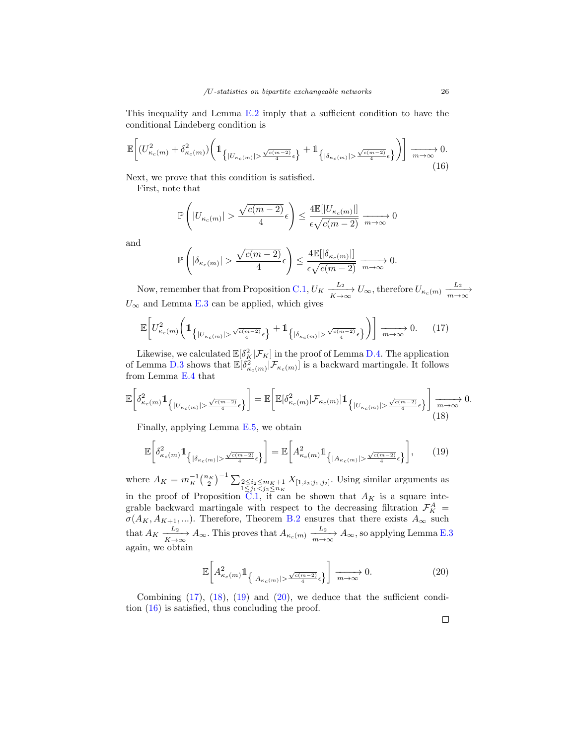This inequality and Lemma E.2 imply that a sufficient condition to have the conditional Lindeberg condition is

$$\mathbb{E}\left[(U^2_{\kappa_c(m)} + \delta^2_{\kappa_c(m)})\left(\mathbb{1}_{\left\{|U_{\kappa_c(m)}| > \frac{\sqrt{c(m-2)}}{4}\epsilon\right\}} + \mathbb{1}_{\left\{|\delta_{\kappa_c(m)}| > \frac{\sqrt{c(m-2)}}{4}\epsilon\right\}}\right)\right] \xrightarrow[m\to\infty]{} 0. \tag{16}$$

Next, we prove that this condition is satisfied.

First, note that

$$\mathbb{P}\left(|U_{\kappa_c(m)}| > \frac{\sqrt{c(m-2)}}{4}\epsilon\right) \leq \frac{4\mathbb{E}[|U_{\kappa_c(m)}|]}{\epsilon\sqrt{c(m-2)}} \xrightarrow[m\to\infty]{} 0$$

and

$$\mathbb{P}\left(|\delta_{\kappa_c(m)}| > \frac{\sqrt{c(m-2)}}{4}\epsilon\right) \leq \frac{4\mathbb{E}[|\delta_{\kappa_c(m)}|]}{\epsilon\sqrt{c(m-2)}} \xrightarrow[m\to\infty]{} 0.$$

Now, remember that from Proposition C.1, $U_K \xrightarrow[K\to\infty]{L_2} U_\infty$, therefore $U_{\kappa_c(m)} \xrightarrow[m\to\infty]{L_2} U_\infty$ and Lemma E.3 can be applied, which gives

$$\mathbb{E}\left[U^2_{\kappa_c(m)}\left(\mathbb{1}_{\left\{|U_{\kappa_c(m)}| > \frac{\sqrt{c(m-2)}}{4}\epsilon\right\}} + \mathbb{1}_{\left\{|\delta_{\kappa_c(m)}| > \frac{\sqrt{c(m-2)}}{4}\epsilon\right\}}\right)\right] \xrightarrow[m\to\infty]{} 0. \tag{17}$$

Likewise, we calculated $\mathbb{E}[\delta_K^2|\mathcal{F}_K]$ in the proof of Lemma D.4. The application of Lemma D.3 shows that $\mathbb{E}[\delta^2_{\kappa_c(m)}|\mathcal{F}_{\kappa_c(m)}]$ is a backward martingale. It follows from Lemma E.4 that

$$\mathbb{E}\left[\delta^2_{\kappa_c(m)}\mathbb{1}_{\left\{|U_{\kappa_c(m)}| > \frac{\sqrt{c(m-2)}}{4}\epsilon\right\}}\right] = \mathbb{E}\left[\mathbb{E}[\delta^2_{\kappa_c(m)}|\mathcal{F}_{\kappa_c(m)}]\mathbb{1}_{\left\{|U_{\kappa_c(m)}| > \frac{\sqrt{c(m-2)}}{4}\epsilon\right\}}\right] \xrightarrow[m\to\infty]{} 0. \tag{18}$$

Finally, applying Lemma E.5, we obtain

$$\mathbb{E}\left[\delta^2_{\kappa_c(m)}\mathbb{1}_{\left\{|\delta_{\kappa_c(m)}| > \frac{\sqrt{c(m-2)}}{4}\epsilon\right\}}\right] = \mathbb{E}\left[A^2_{\kappa_c(m)}\mathbb{1}_{\left\{|A_{\kappa_c(m)}| > \frac{\sqrt{c(m-2)}}{4}\epsilon\right\}}\right], \tag{19}$$

where $A_K = m_K^{-1}\binom{n_K}{2}^{-1}\sum_{\substack{2\leq i_2\leq m_K+1\\ 1\leq j_1<j_2\leq n_K}} X_{[1,i_2;j_1,j_2]}$. Using similar arguments as in the proof of Proposition C.1, it can be shown that $A_K$ is a square integrable backward martingale with respect to the decreasing filtration $\mathcal{F}_K^A = \sigma(A_K, A_{K+1}, ...)$. Therefore, Theorem B.2 ensures that there exists $A_\infty$ such that $A_K \xrightarrow[K\to\infty]{L_2} A_\infty$. This proves that $A_{\kappa_c(m)} \xrightarrow[m\to\infty]{L_2} A_\infty$, so applying Lemma E.3 again, we obtain

$$\mathbb{E}\left[A^2_{\kappa_c(m)}\mathbb{1}_{\left\{|A_{\kappa_c(m)}| > \frac{\sqrt{c(m-2)}}{4}\epsilon\right\}}\right] \xrightarrow[m\to\infty]{} 0. \tag{20}$$

Combining (17), (18), (19) and (20), we deduce that the sufficient condition (16) is satisfied, thus concluding the proof.

□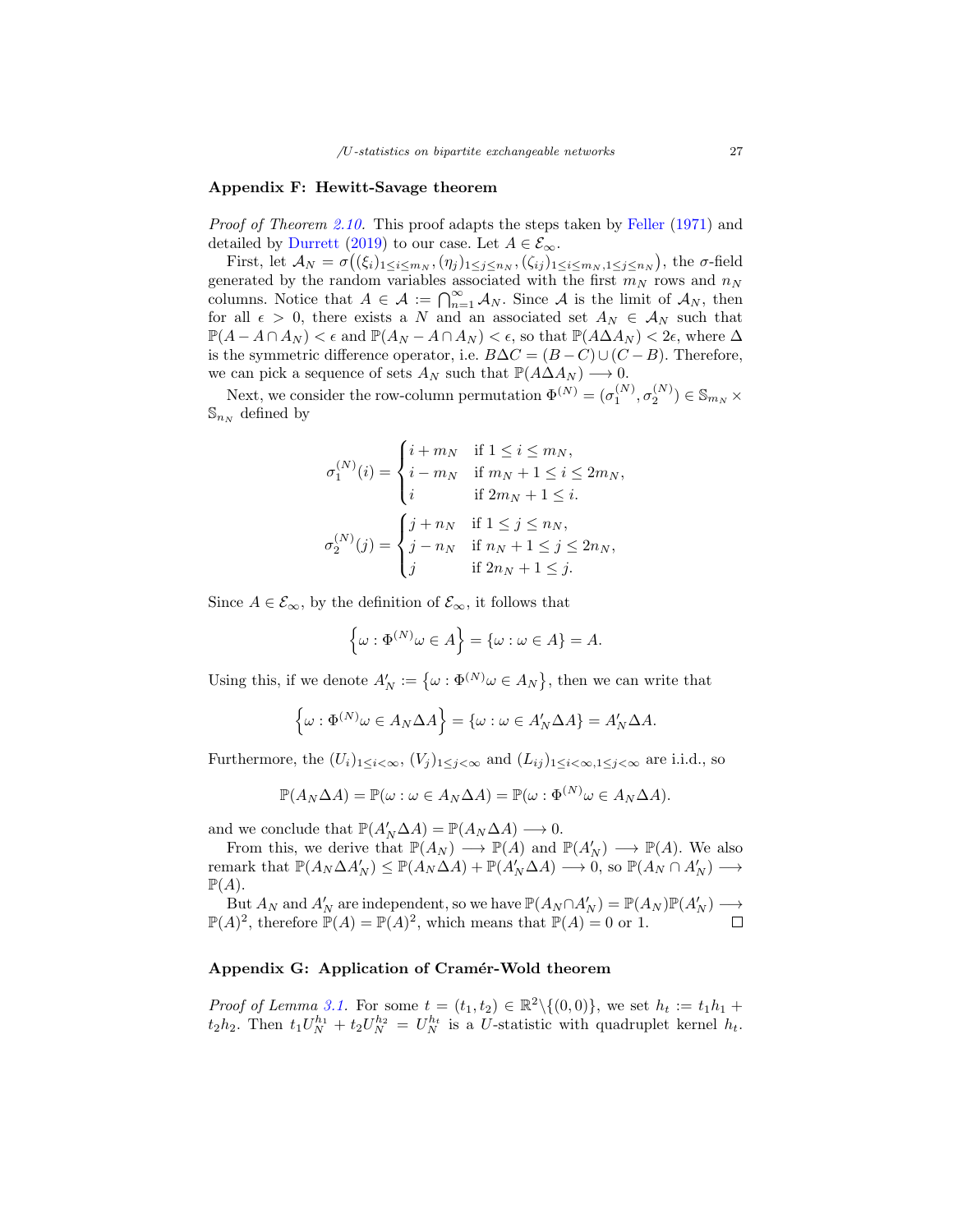## Appendix F: Hewitt-Savage theorem

*Proof of Theorem 2.10.* This proof adapts the steps taken by Feller (1971) and detailed by Durrett (2019) to our case. Let $A \in \mathcal{E}_\infty$.

First, let $\mathcal{A}_N = \sigma\big((\xi_i)_{1\le i\le m_N}, (\eta_j)_{1\le j\le n_N}, (\zeta_{ij})_{1\le i\le m_N, 1\le j\le n_N}\big)$, the $\sigma$-field generated by the random variables associated with the first $m_N$ rows and $n_N$ columns. Notice that $A \in \mathcal{A} := \bigcap_{n=1}^{\infty} \mathcal{A}_N$. Since $\mathcal{A}$ is the limit of $\mathcal{A}_N$, then for all $\epsilon > 0$, there exists a $N$ and an associated set $A_N \in \mathcal{A}_N$ such that $\mathbb{P}(A - A \cap A_N) < \epsilon$ and $\mathbb{P}(A_N - A \cap A_N) < \epsilon$, so that $\mathbb{P}(A \Delta A_N) < 2\epsilon$, where $\Delta$ is the symmetric difference operator, i.e. $B \Delta C = (B - C) \cup (C - B)$. Therefore, we can pick a sequence of sets $A_N$ such that $\mathbb{P}(A \Delta A_N) \longrightarrow 0$.

Next, we consider the row-column permutation $\Phi^{(N)} = (\sigma_1^{(N)}, \sigma_2^{(N)}) \in \mathbb{S}_{m_N} \times \mathbb{S}_{n_N}$ defined by

$$\sigma_1^{(N)}(i) = \begin{cases} i + m_N & \text{if } 1 \le i \le m_N, \\ i - m_N & \text{if } m_N + 1 \le i \le 2m_N, \\ i & \text{if } 2m_N + 1 \le i. \end{cases}$$

$$\sigma_2^{(N)}(j) = \begin{cases} j + n_N & \text{if } 1 \le j \le n_N, \\ j - n_N & \text{if } n_N + 1 \le j \le 2n_N, \\ j & \text{if } 2n_N + 1 \le j. \end{cases}$$

Since $A \in \mathcal{E}_\infty$, by the definition of $\mathcal{E}_\infty$, it follows that

$$\left\{\omega : \Phi^{(N)}\omega \in A\right\} = \{\omega : \omega \in A\} = A.$$

Using this, if we denote $A'_N := \left\{\omega : \Phi^{(N)}\omega \in A_N\right\}$, then we can write that

$$\left\{\omega : \Phi^{(N)}\omega \in A_N \Delta A\right\} = \{\omega : \omega \in A'_N \Delta A\} = A'_N \Delta A.$$

Furthermore, the $(U_i)_{1\le i<\infty}$, $(V_j)_{1\le j<\infty}$ and $(L_{ij})_{1\le i<\infty, 1\le j<\infty}$ are i.i.d., so

$$\mathbb{P}(A_N \Delta A) = \mathbb{P}(\omega : \omega \in A_N \Delta A) = \mathbb{P}(\omega : \Phi^{(N)}\omega \in A_N \Delta A).$$

and we conclude that $\mathbb{P}(A'_N \Delta A) = \mathbb{P}(A_N \Delta A) \longrightarrow 0$.

From this, we derive that $\mathbb{P}(A_N) \longrightarrow \mathbb{P}(A)$ and $\mathbb{P}(A'_N) \longrightarrow \mathbb{P}(A)$. We also remark that $\mathbb{P}(A_N \Delta A'_N) \le \mathbb{P}(A_N \Delta A) + \mathbb{P}(A'_N \Delta A) \longrightarrow 0$, so $\mathbb{P}(A_N \cap A'_N) \longrightarrow \mathbb{P}(A)$.

But $A_N$ and $A'_N$ are independent, so we have $\mathbb{P}(A_N \cap A'_N) = \mathbb{P}(A_N)\mathbb{P}(A'_N) \longrightarrow \mathbb{P}(A)^2$, therefore $\mathbb{P}(A) = \mathbb{P}(A)^2$, which means that $\mathbb{P}(A) = 0$ or $1$. □

## Appendix G: Application of Cramér-Wold theorem

*Proof of Lemma 3.1.* For some $t = (t_1, t_2) \in \mathbb{R}^2 \backslash \{(0,0)\}$, we set $h_t := t_1 h_1 + t_2 h_2$. Then $t_1 U_N^{h_1} + t_2 U_N^{h_2} = U_N^{h_t}$ is a $U$-statistic with quadruplet kernel $h_t$.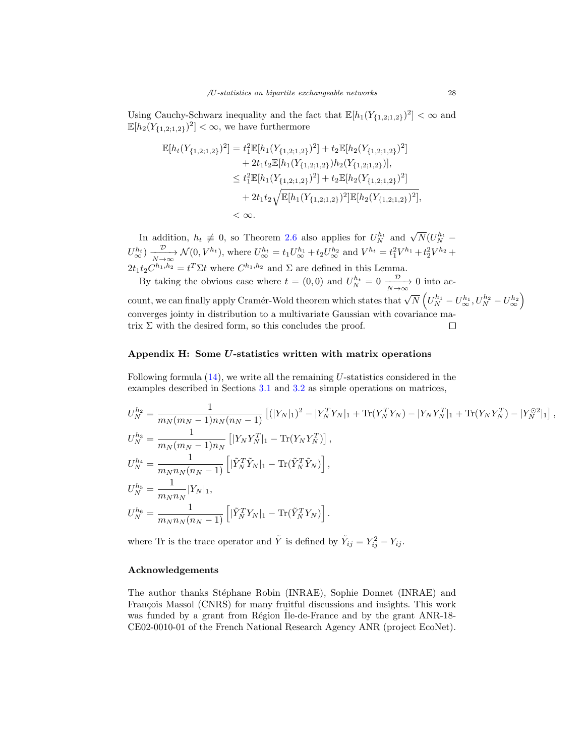Using Cauchy-Schwarz inequality and the fact that $\mathbb{E}[h_1(Y_{\{1,2;1,2\}})^2] < \infty$ and $\mathbb{E}[h_2(Y_{\{1,2;1,2\}})^2] < \infty$, we have furthermore

$$
\begin{aligned}
\mathbb{E}[h_t(Y_{\{1,2;1,2\}})^2] &= t_1^2\mathbb{E}[h_1(Y_{\{1,2;1,2\}})^2] + t_2\mathbb{E}[h_2(Y_{\{1,2;1,2\}})^2] \\
&\quad + 2t_1t_2\mathbb{E}[h_1(Y_{\{1,2;1,2\}})h_2(Y_{\{1,2;1,2\}})], \\
&\leq t_1^2\mathbb{E}[h_1(Y_{\{1,2;1,2\}})^2] + t_2\mathbb{E}[h_2(Y_{\{1,2;1,2\}})^2] \\
&\quad + 2t_1t_2\sqrt{\mathbb{E}[h_1(Y_{\{1,2;1,2\}})^2]\mathbb{E}[h_2(Y_{\{1,2;1,2\}})^2]}, \\
&< \infty.
\end{aligned}
$$

In addition, $h_t \not\equiv 0$, so Theorem 2.6 also applies for $U_N^{h_t}$ and $\sqrt{N}(U_N^{h_t} - U_\infty^{h_t}) \xrightarrow[N\to\infty]{\mathcal{D}} \mathcal{N}(0, V^{h_t})$, where $U_\infty^{h_t} = t_1 U_\infty^{h_1} + t_2 U_\infty^{h_2}$ and $V^{h_t} = t_1^2 V^{h_1} + t_2^2 V^{h_2} + 2t_1t_2 C^{h_1,h_2} = t^T \Sigma t$ where $C^{h_1,h_2}$ and $\Sigma$ are defined in this Lemma.

By taking the obvious case where $t = (0,0)$ and $U_N^{h_t} = 0 \xrightarrow[N\to\infty]{\mathcal{D}} 0$ into account, we can finally apply Cramér-Wold theorem which states that $\sqrt{N}\left(U_N^{h_1} - U_\infty^{h_1}, U_N^{h_2} - U_\infty^{h_2}\right)$ converges jointy in distribution to a multivariate Gaussian with covariance matrix $\Sigma$ with the desired form, so this concludes the proof. □

## Appendix H: Some $U$-statistics written with matrix operations

Following formula (14), we write all the remaining $U$-statistics considered in the examples described in Sections 3.1 and 3.2 as simple operations on matrices,

$$
\begin{aligned}
U_N^{h_2} &= \frac{1}{m_N(m_N-1)n_N(n_N-1)}\left[(|Y_N|_1)^2 - |Y_N^TY_N|_1 + \mathrm{Tr}(Y_N^TY_N) - |Y_NY_N^T|_1 + \mathrm{Tr}(Y_NY_N^T) - |Y_N^{\odot 2}|_1\right], \\
U_N^{h_3} &= \frac{1}{m_N(m_N-1)n_N}\left[|Y_NY_N^T|_1 - \mathrm{Tr}(Y_NY_N^T)\right], \\
U_N^{h_4} &= \frac{1}{m_Nn_N(n_N-1)}\left[|\tilde{Y}_N^T\tilde{Y}_N|_1 - \mathrm{Tr}(\tilde{Y}_N^T\tilde{Y}_N)\right], \\
U_N^{h_5} &= \frac{1}{m_Nn_N}|Y_N|_1, \\
U_N^{h_6} &= \frac{1}{m_Nn_N(n_N-1)}\left[|\tilde{Y}_N^TY_N|_1 - \mathrm{Tr}(\tilde{Y}_N^TY_N)\right].
\end{aligned}
$$

where Tr is the trace operator and $\tilde{Y}$ is defined by $\tilde{Y}_{ij} = Y_{ij}^2 - Y_{ij}$.

### Acknowledgements

The author thanks Stéphane Robin (INRAE), Sophie Donnet (INRAE) and François Massol (CNRS) for many fruitful discussions and insights. This work was funded by a grant from Région Île-de-France and by the grant ANR-18-CE02-0010-01 of the French National Research Agency ANR (project EcoNet).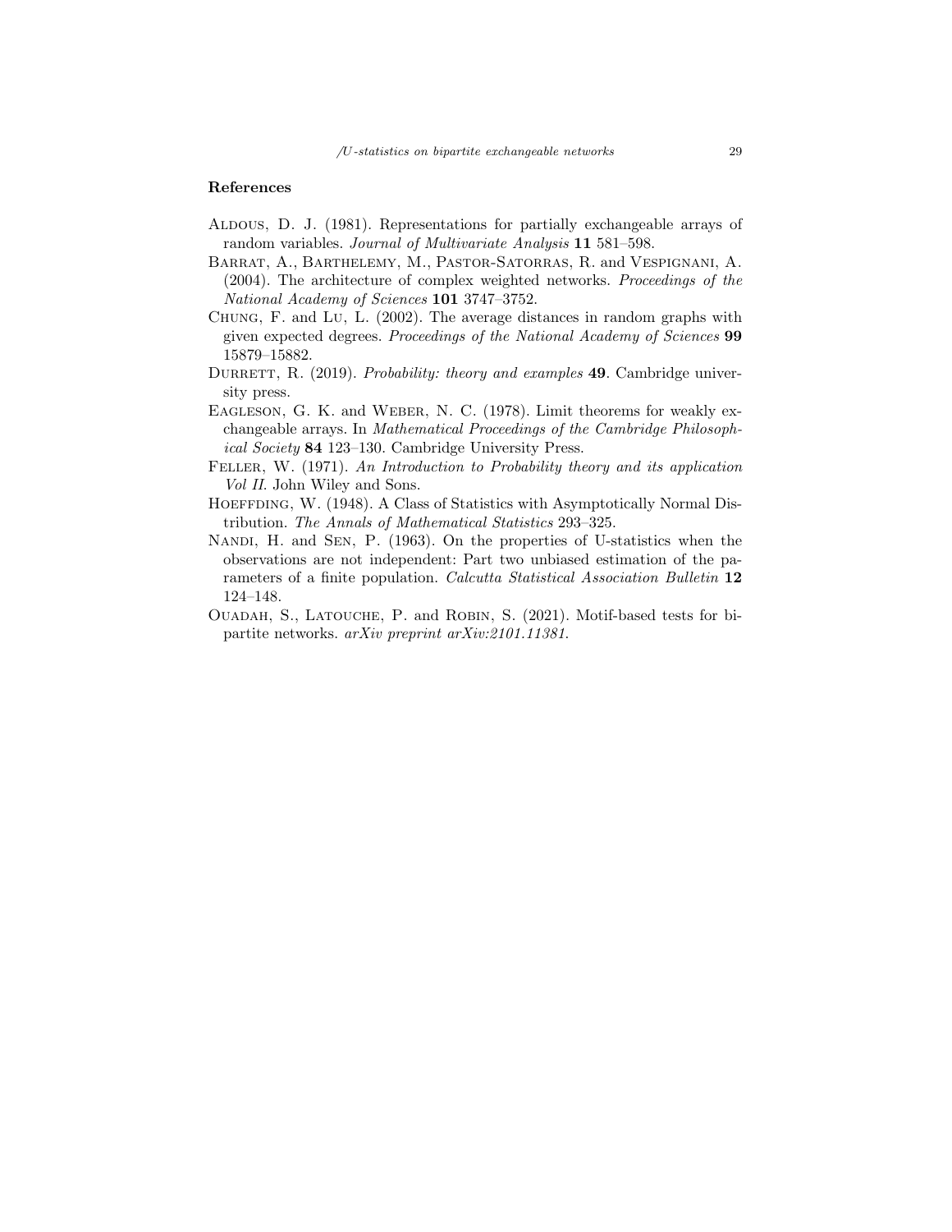## References

Aldous, D. J. (1981). Representations for partially exchangeable arrays of random variables. *Journal of Multivariate Analysis* **11** 581–598.

Barrat, A., Barthelemy, M., Pastor-Satorras, R. and Vespignani, A. (2004). The architecture of complex weighted networks. *Proceedings of the National Academy of Sciences* **101** 3747–3752.

Chung, F. and Lu, L. (2002). The average distances in random graphs with given expected degrees. *Proceedings of the National Academy of Sciences* **99** 15879–15882.

Durrett, R. (2019). *Probability: theory and examples* **49**. Cambridge university press.

Eagleson, G. K. and Weber, N. C. (1978). Limit theorems for weakly exchangeable arrays. In *Mathematical Proceedings of the Cambridge Philosophical Society* **84** 123–130. Cambridge University Press.

Feller, W. (1971). *An Introduction to Probability theory and its application Vol II*. John Wiley and Sons.

Hoeffding, W. (1948). A Class of Statistics with Asymptotically Normal Distribution. *The Annals of Mathematical Statistics* 293–325.

Nandi, H. and Sen, P. (1963). On the properties of U-statistics when the observations are not independent: Part two unbiased estimation of the parameters of a finite population. *Calcutta Statistical Association Bulletin* **12** 124–148.

Ouadah, S., Latouche, P. and Robin, S. (2021). Motif-based tests for bipartite networks. *arXiv preprint arXiv:2101.11381*.